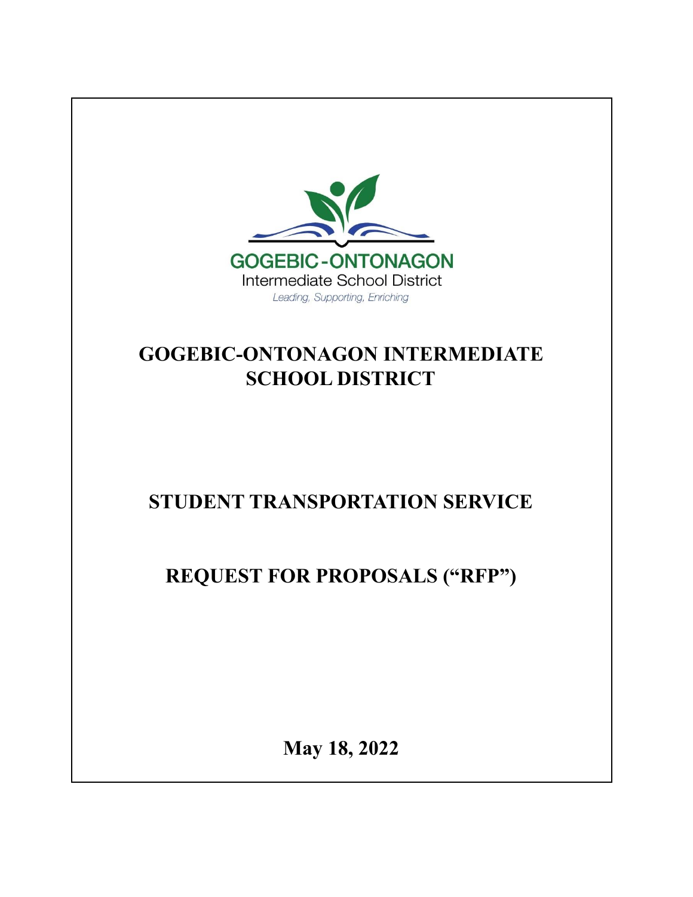GOGEBIC-ONTONAGON

Intermediate School District

*Leading, Supporting, Enriching*

# GOGEBIC-ONTONAGON INTERMEDIATE SCHOOL DISTRICT

# STUDENT TRANSPORTATION SERVICE

# REQUEST FOR PROPOSALS ("RFP")

**May 18, 2022**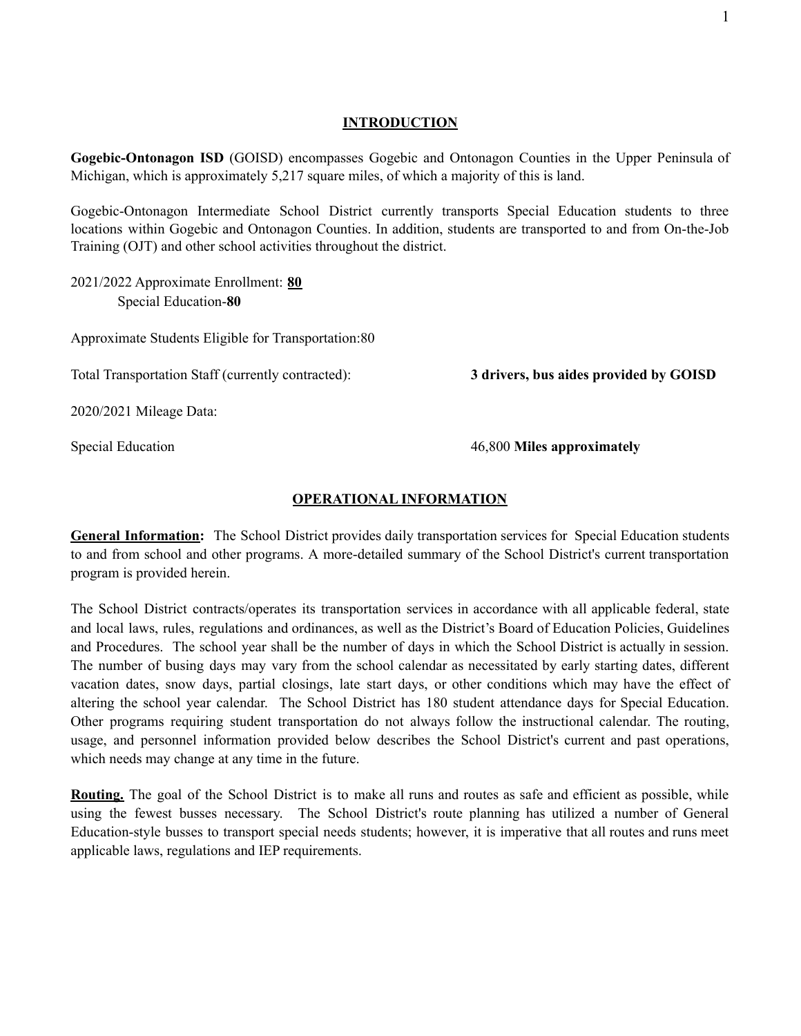## INTRODUCTION

**Gogebic-Ontonagon ISD** (GOISD) encompasses Gogebic and Ontonagon Counties in the Upper Peninsula of Michigan, which is approximately 5,217 square miles, of which a majority of this is land.

Gogebic-Ontonagon Intermediate School District currently transports Special Education students to three locations within Gogebic and Ontonagon Counties. In addition, students are transported to and from On-the-Job Training (OJT) and other school activities throughout the district.

2021/2022 Approximate Enrollment: **80**
Special Education-**80**

Approximate Students Eligible for Transportation:80

Total Transportation Staff (currently contracted): **3 drivers, bus aides provided by GOISD**

2020/2021 Mileage Data:

Special Education 46,800 **Miles approximately**

## OPERATIONAL INFORMATION

**General Information:** The School District provides daily transportation services for Special Education students to and from school and other programs. A more-detailed summary of the School District's current transportation program is provided herein.

The School District contracts/operates its transportation services in accordance with all applicable federal, state and local laws, rules, regulations and ordinances, as well as the District's Board of Education Policies, Guidelines and Procedures. The school year shall be the number of days in which the School District is actually in session. The number of busing days may vary from the school calendar as necessitated by early starting dates, different vacation dates, snow days, partial closings, late start days, or other conditions which may have the effect of altering the school year calendar. The School District has 180 student attendance days for Special Education. Other programs requiring student transportation do not always follow the instructional calendar. The routing, usage, and personnel information provided below describes the School District's current and past operations, which needs may change at any time in the future.

**Routing.** The goal of the School District is to make all runs and routes as safe and efficient as possible, while using the fewest busses necessary. The School District's route planning has utilized a number of General Education-style busses to transport special needs students; however, it is imperative that all routes and runs meet applicable laws, regulations and IEP requirements.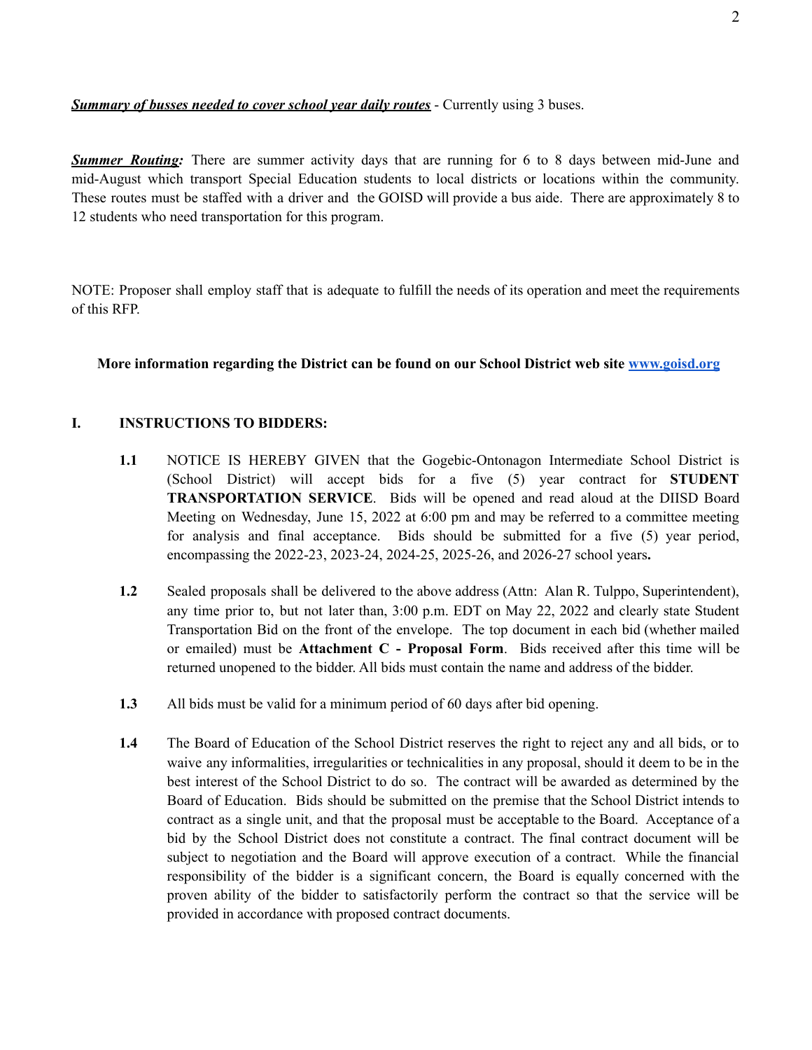***Summary of busses needed to cover school year daily routes*** - Currently using 3 buses.

***Summer Routing:*** There are summer activity days that are running for 6 to 8 days between mid-June and mid-August which transport Special Education students to local districts or locations within the community. These routes must be staffed with a driver and the GOISD will provide a bus aide. There are approximately 8 to 12 students who need transportation for this program.

NOTE: Proposer shall employ staff that is adequate to fulfill the needs of its operation and meet the requirements of this RFP.

**More information regarding the District can be found on our School District web site [www.goisd.org](http://www.goisd.org)**

## I. INSTRUCTIONS TO BIDDERS:

**1.1** NOTICE IS HEREBY GIVEN that the Gogebic-Ontonagon Intermediate School District is (School District) will accept bids for a five (5) year contract for **STUDENT TRANSPORTATION SERVICE**. Bids will be opened and read aloud at the DIISD Board Meeting on Wednesday, June 15, 2022 at 6:00 pm and may be referred to a committee meeting for analysis and final acceptance. Bids should be submitted for a five (5) year period, encompassing the 2022-23, 2023-24, 2024-25, 2025-26, and 2026-27 school years**.**

**1.2** Sealed proposals shall be delivered to the above address (Attn: Alan R. Tulppo, Superintendent), any time prior to, but not later than, 3:00 p.m. EDT on May 22, 2022 and clearly state Student Transportation Bid on the front of the envelope. The top document in each bid (whether mailed or emailed) must be **Attachment C - Proposal Form**. Bids received after this time will be returned unopened to the bidder. All bids must contain the name and address of the bidder.

**1.3** All bids must be valid for a minimum period of 60 days after bid opening.

**1.4** The Board of Education of the School District reserves the right to reject any and all bids, or to waive any informalities, irregularities or technicalities in any proposal, should it deem to be in the best interest of the School District to do so. The contract will be awarded as determined by the Board of Education. Bids should be submitted on the premise that the School District intends to contract as a single unit, and that the proposal must be acceptable to the Board. Acceptance of a bid by the School District does not constitute a contract. The final contract document will be subject to negotiation and the Board will approve execution of a contract. While the financial responsibility of the bidder is a significant concern, the Board is equally concerned with the proven ability of the bidder to satisfactorily perform the contract so that the service will be provided in accordance with proposed contract documents.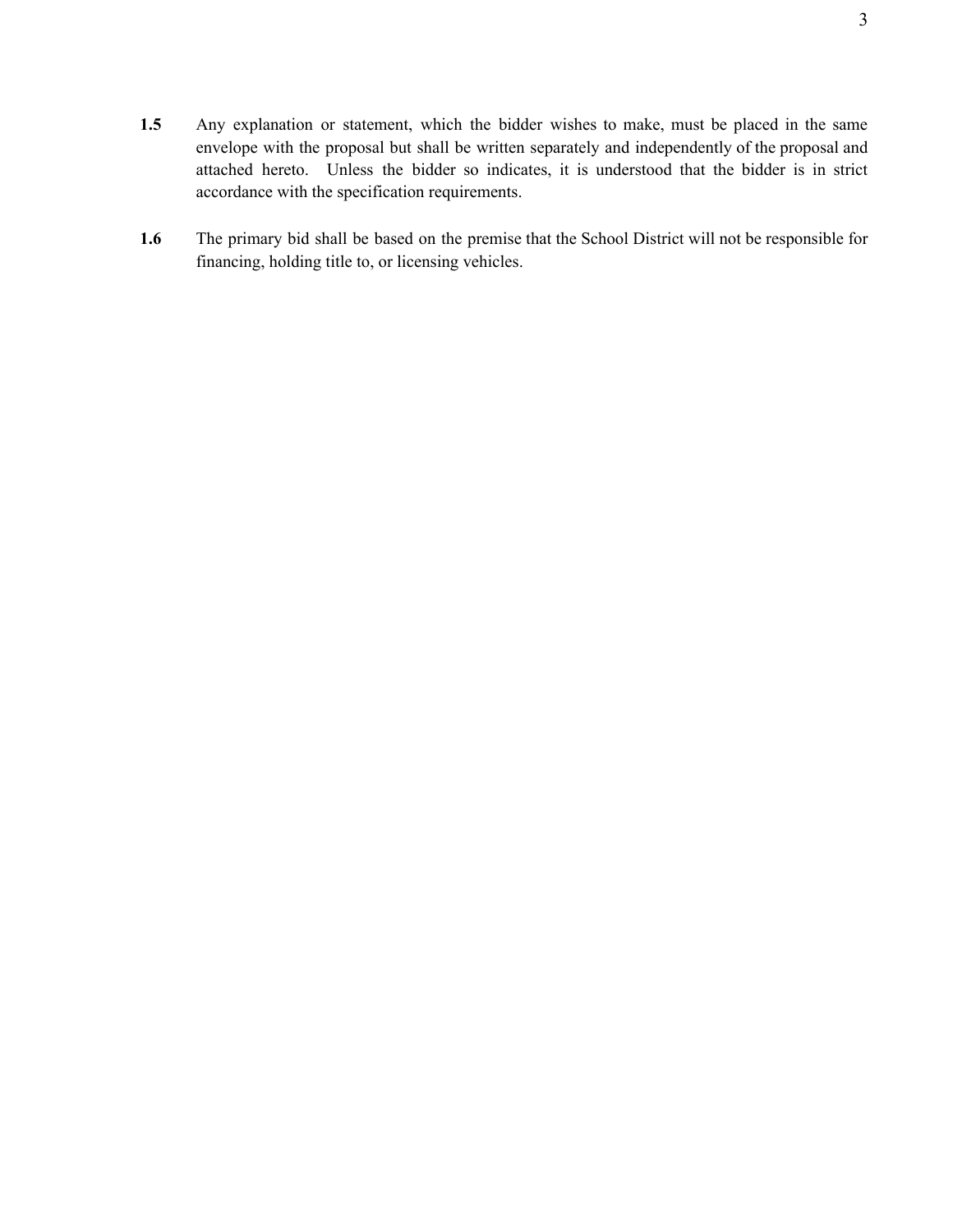**1.5** Any explanation or statement, which the bidder wishes to make, must be placed in the same envelope with the proposal but shall be written separately and independently of the proposal and attached hereto. Unless the bidder so indicates, it is understood that the bidder is in strict accordance with the specification requirements.

**1.6** The primary bid shall be based on the premise that the School District will not be responsible for financing, holding title to, or licensing vehicles.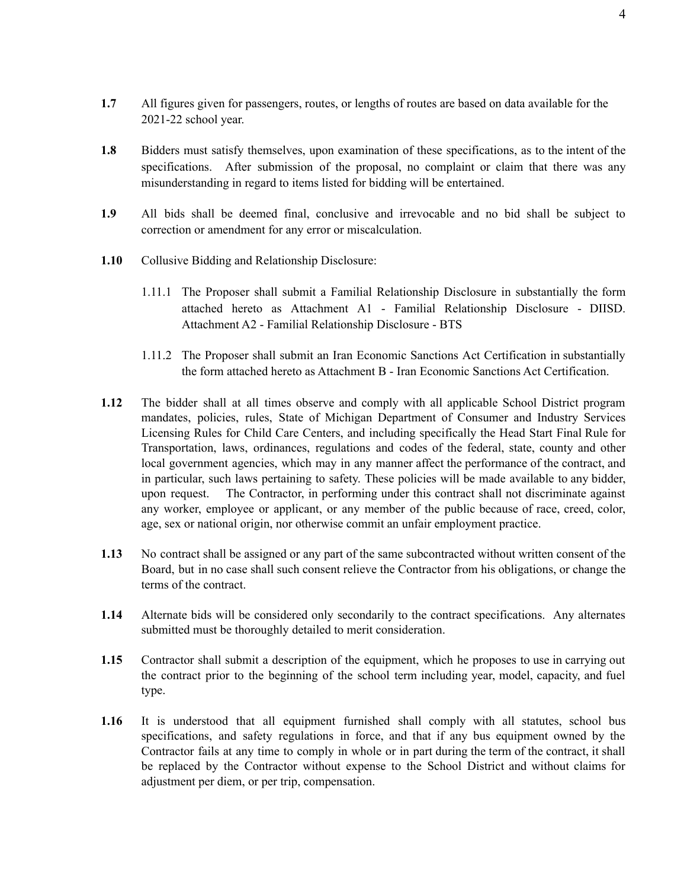**1.7** All figures given for passengers, routes, or lengths of routes are based on data available for the 2021-22 school year.

**1.8** Bidders must satisfy themselves, upon examination of these specifications, as to the intent of the specifications. After submission of the proposal, no complaint or claim that there was any misunderstanding in regard to items listed for bidding will be entertained.

**1.9** All bids shall be deemed final, conclusive and irrevocable and no bid shall be subject to correction or amendment for any error or miscalculation.

**1.10** Collusive Bidding and Relationship Disclosure:

1.11.1 The Proposer shall submit a Familial Relationship Disclosure in substantially the form attached hereto as Attachment A1 - Familial Relationship Disclosure - DIISD. Attachment A2 - Familial Relationship Disclosure - BTS

1.11.2 The Proposer shall submit an Iran Economic Sanctions Act Certification in substantially the form attached hereto as Attachment B - Iran Economic Sanctions Act Certification.

**1.12** The bidder shall at all times observe and comply with all applicable School District program mandates, policies, rules, State of Michigan Department of Consumer and Industry Services Licensing Rules for Child Care Centers, and including specifically the Head Start Final Rule for Transportation, laws, ordinances, regulations and codes of the federal, state, county and other local government agencies, which may in any manner affect the performance of the contract, and in particular, such laws pertaining to safety. These policies will be made available to any bidder, upon request. The Contractor, in performing under this contract shall not discriminate against any worker, employee or applicant, or any member of the public because of race, creed, color, age, sex or national origin, nor otherwise commit an unfair employment practice.

**1.13** No contract shall be assigned or any part of the same subcontracted without written consent of the Board, but in no case shall such consent relieve the Contractor from his obligations, or change the terms of the contract.

**1.14** Alternate bids will be considered only secondarily to the contract specifications. Any alternates submitted must be thoroughly detailed to merit consideration.

**1.15** Contractor shall submit a description of the equipment, which he proposes to use in carrying out the contract prior to the beginning of the school term including year, model, capacity, and fuel type.

**1.16** It is understood that all equipment furnished shall comply with all statutes, school bus specifications, and safety regulations in force, and that if any bus equipment owned by the Contractor fails at any time to comply in whole or in part during the term of the contract, it shall be replaced by the Contractor without expense to the School District and without claims for adjustment per diem, or per trip, compensation.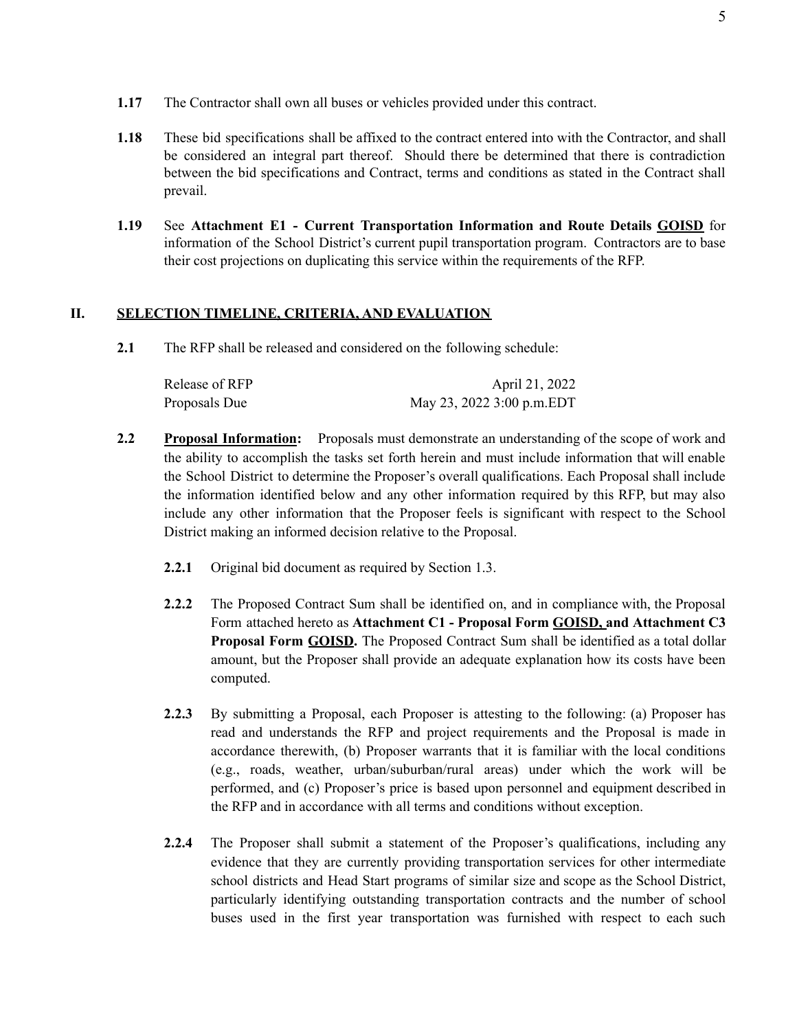**1.17** The Contractor shall own all buses or vehicles provided under this contract.

**1.18** These bid specifications shall be affixed to the contract entered into with the Contractor, and shall be considered an integral part thereof. Should there be determined that there is contradiction between the bid specifications and Contract, terms and conditions as stated in the Contract shall prevail.

**1.19** See **Attachment E1 - Current Transportation Information and Route Details <u>GOISD</u>** for information of the School District's current pupil transportation program. Contractors are to base their cost projections on duplicating this service within the requirements of the RFP.

## II. <u>SELECTION TIMELINE, CRITERIA, AND EVALUATION</u>

**2.1** The RFP shall be released and considered on the following schedule:

| | |
|---|---|
| Release of RFP | April 21, 2022 |
| Proposals Due | May 23, 2022 3:00 p.m.EDT |

**2.2** **<u>Proposal Information</u>:** Proposals must demonstrate an understanding of the scope of work and the ability to accomplish the tasks set forth herein and must include information that will enable the School District to determine the Proposer's overall qualifications. Each Proposal shall include the information identified below and any other information required by this RFP, but may also include any other information that the Proposer feels is significant with respect to the School District making an informed decision relative to the Proposal.

**2.2.1** Original bid document as required by Section 1.3.

**2.2.2** The Proposed Contract Sum shall be identified on, and in compliance with, the Proposal Form attached hereto as **Attachment C1 - Proposal Form <u>GOISD,</u> and Attachment C3 Proposal Form <u>GOISD</u>.** The Proposed Contract Sum shall be identified as a total dollar amount, but the Proposer shall provide an adequate explanation how its costs have been computed.

**2.2.3** By submitting a Proposal, each Proposer is attesting to the following: (a) Proposer has read and understands the RFP and project requirements and the Proposal is made in accordance therewith, (b) Proposer warrants that it is familiar with the local conditions (e.g., roads, weather, urban/suburban/rural areas) under which the work will be performed, and (c) Proposer's price is based upon personnel and equipment described in the RFP and in accordance with all terms and conditions without exception.

**2.2.4** The Proposer shall submit a statement of the Proposer's qualifications, including any evidence that they are currently providing transportation services for other intermediate school districts and Head Start programs of similar size and scope as the School District, particularly identifying outstanding transportation contracts and the number of school buses used in the first year transportation was furnished with respect to each such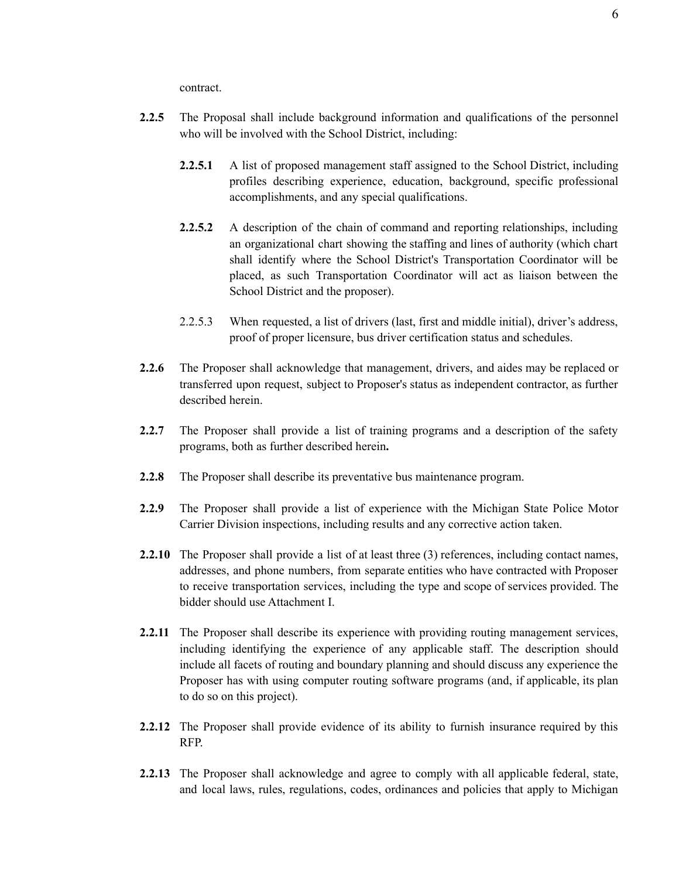contract.

**2.2.5** The Proposal shall include background information and qualifications of the personnel who will be involved with the School District, including:

**2.2.5.1** A list of proposed management staff assigned to the School District, including profiles describing experience, education, background, specific professional accomplishments, and any special qualifications.

**2.2.5.2** A description of the chain of command and reporting relationships, including an organizational chart showing the staffing and lines of authority (which chart shall identify where the School District's Transportation Coordinator will be placed, as such Transportation Coordinator will act as liaison between the School District and the proposer).

2.2.5.3 When requested, a list of drivers (last, first and middle initial), driver's address, proof of proper licensure, bus driver certification status and schedules.

**2.2.6** The Proposer shall acknowledge that management, drivers, and aides may be replaced or transferred upon request, subject to Proposer's status as independent contractor, as further described herein.

**2.2.7** The Proposer shall provide a list of training programs and a description of the safety programs, both as further described herein**.**

**2.2.8** The Proposer shall describe its preventative bus maintenance program.

**2.2.9** The Proposer shall provide a list of experience with the Michigan State Police Motor Carrier Division inspections, including results and any corrective action taken.

**2.2.10** The Proposer shall provide a list of at least three (3) references, including contact names, addresses, and phone numbers, from separate entities who have contracted with Proposer to receive transportation services, including the type and scope of services provided. The bidder should use Attachment I.

**2.2.11** The Proposer shall describe its experience with providing routing management services, including identifying the experience of any applicable staff. The description should include all facets of routing and boundary planning and should discuss any experience the Proposer has with using computer routing software programs (and, if applicable, its plan to do so on this project).

**2.2.12** The Proposer shall provide evidence of its ability to furnish insurance required by this RFP.

**2.2.13** The Proposer shall acknowledge and agree to comply with all applicable federal, state, and local laws, rules, regulations, codes, ordinances and policies that apply to Michigan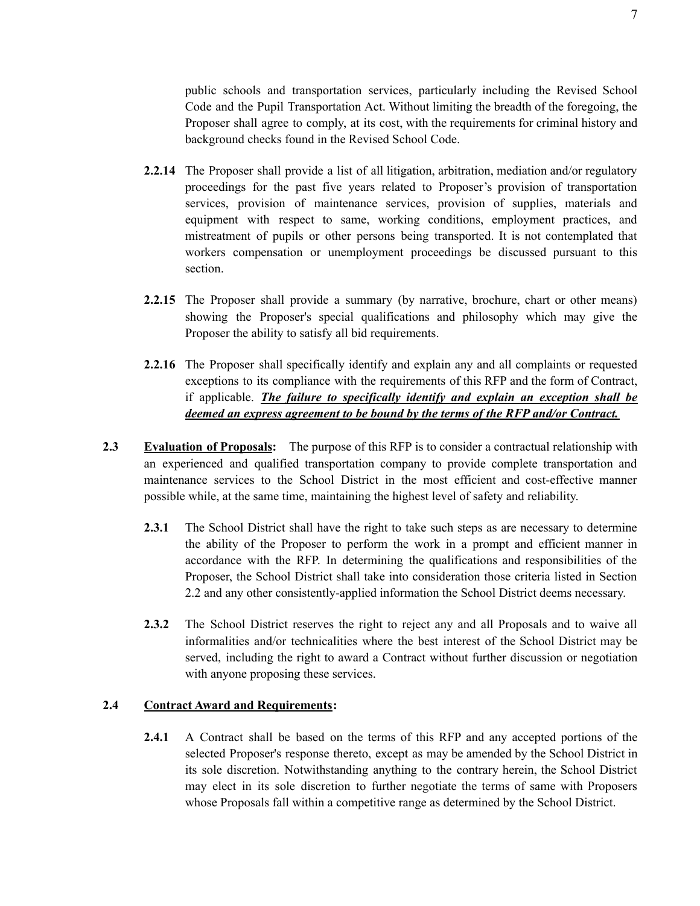public schools and transportation services, particularly including the Revised School Code and the Pupil Transportation Act. Without limiting the breadth of the foregoing, the Proposer shall agree to comply, at its cost, with the requirements for criminal history and background checks found in the Revised School Code.

**2.2.14** The Proposer shall provide a list of all litigation, arbitration, mediation and/or regulatory proceedings for the past five years related to Proposer's provision of transportation services, provision of maintenance services, provision of supplies, materials and equipment with respect to same, working conditions, employment practices, and mistreatment of pupils or other persons being transported. It is not contemplated that workers compensation or unemployment proceedings be discussed pursuant to this section.

**2.2.15** The Proposer shall provide a summary (by narrative, brochure, chart or other means) showing the Proposer's special qualifications and philosophy which may give the Proposer the ability to satisfy all bid requirements.

**2.2.16** The Proposer shall specifically identify and explain any and all complaints or requested exceptions to its compliance with the requirements of this RFP and the form of Contract, if applicable. ***The failure to specifically identify and explain an exception shall be deemed an express agreement to be bound by the terms of the RFP and/or Contract.***

**2.3** **Evaluation of Proposals:** The purpose of this RFP is to consider a contractual relationship with an experienced and qualified transportation company to provide complete transportation and maintenance services to the School District in the most efficient and cost-effective manner possible while, at the same time, maintaining the highest level of safety and reliability.

**2.3.1** The School District shall have the right to take such steps as are necessary to determine the ability of the Proposer to perform the work in a prompt and efficient manner in accordance with the RFP. In determining the qualifications and responsibilities of the Proposer, the School District shall take into consideration those criteria listed in Section 2.2 and any other consistently-applied information the School District deems necessary.

**2.3.2** The School District reserves the right to reject any and all Proposals and to waive all informalities and/or technicalities where the best interest of the School District may be served, including the right to award a Contract without further discussion or negotiation with anyone proposing these services.

**2.4** **Contract Award and Requirements:**

**2.4.1** A Contract shall be based on the terms of this RFP and any accepted portions of the selected Proposer's response thereto, except as may be amended by the School District in its sole discretion. Notwithstanding anything to the contrary herein, the School District may elect in its sole discretion to further negotiate the terms of same with Proposers whose Proposals fall within a competitive range as determined by the School District.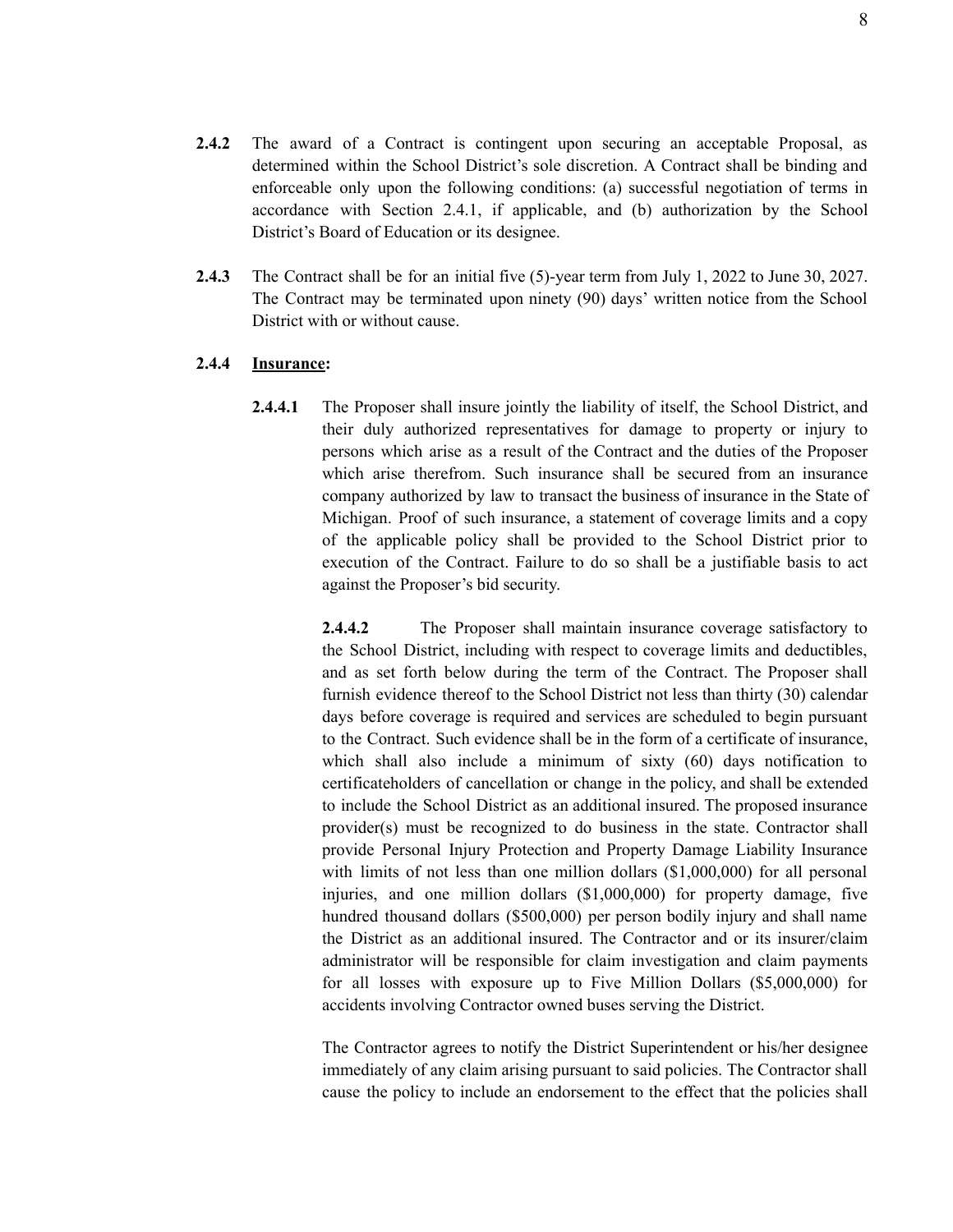**2.4.2** The award of a Contract is contingent upon securing an acceptable Proposal, as determined within the School District's sole discretion. A Contract shall be binding and enforceable only upon the following conditions: (a) successful negotiation of terms in accordance with Section 2.4.1, if applicable, and (b) authorization by the School District's Board of Education or its designee.

**2.4.3** The Contract shall be for an initial five (5)-year term from July 1, 2022 to June 30, 2027. The Contract may be terminated upon ninety (90) days' written notice from the School District with or without cause.

**2.4.4** **<u>Insurance</u>:**

**2.4.4.1** The Proposer shall insure jointly the liability of itself, the School District, and their duly authorized representatives for damage to property or injury to persons which arise as a result of the Contract and the duties of the Proposer which arise therefrom. Such insurance shall be secured from an insurance company authorized by law to transact the business of insurance in the State of Michigan. Proof of such insurance, a statement of coverage limits and a copy of the applicable policy shall be provided to the School District prior to execution of the Contract. Failure to do so shall be a justifiable basis to act against the Proposer's bid security.

**2.4.4.2** The Proposer shall maintain insurance coverage satisfactory to the School District, including with respect to coverage limits and deductibles, and as set forth below during the term of the Contract. The Proposer shall furnish evidence thereof to the School District not less than thirty (30) calendar days before coverage is required and services are scheduled to begin pursuant to the Contract. Such evidence shall be in the form of a certificate of insurance, which shall also include a minimum of sixty (60) days notification to certificateholders of cancellation or change in the policy, and shall be extended to include the School District as an additional insured. The proposed insurance provider(s) must be recognized to do business in the state. Contractor shall provide Personal Injury Protection and Property Damage Liability Insurance with limits of not less than one million dollars ($1,000,000) for all personal injuries, and one million dollars ($1,000,000) for property damage, five hundred thousand dollars ($500,000) per person bodily injury and shall name the District as an additional insured. The Contractor and or its insurer/claim administrator will be responsible for claim investigation and claim payments for all losses with exposure up to Five Million Dollars ($5,000,000) for accidents involving Contractor owned buses serving the District.

The Contractor agrees to notify the District Superintendent or his/her designee immediately of any claim arising pursuant to said policies. The Contractor shall cause the policy to include an endorsement to the effect that the policies shall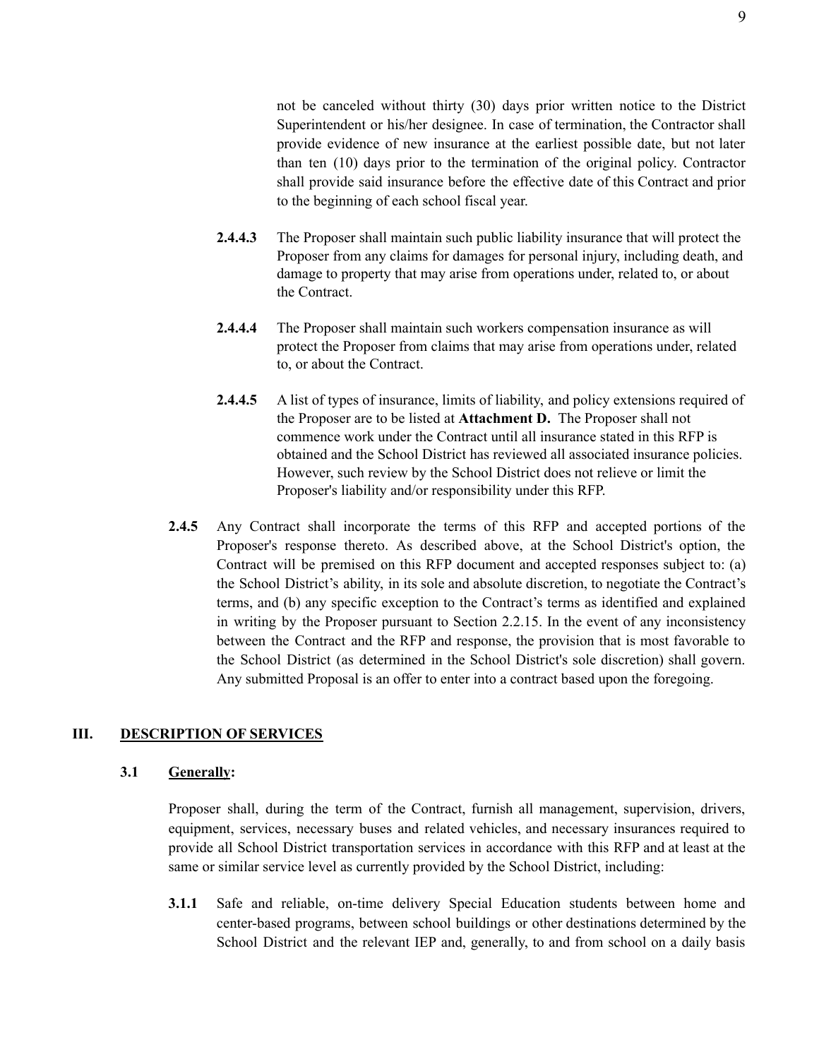not be canceled without thirty (30) days prior written notice to the District Superintendent or his/her designee. In case of termination, the Contractor shall provide evidence of new insurance at the earliest possible date, but not later than ten (10) days prior to the termination of the original policy. Contractor shall provide said insurance before the effective date of this Contract and prior to the beginning of each school fiscal year.

**2.4.4.3** The Proposer shall maintain such public liability insurance that will protect the Proposer from any claims for damages for personal injury, including death, and damage to property that may arise from operations under, related to, or about the Contract.

**2.4.4.4** The Proposer shall maintain such workers compensation insurance as will protect the Proposer from claims that may arise from operations under, related to, or about the Contract.

**2.4.4.5** A list of types of insurance, limits of liability, and policy extensions required of the Proposer are to be listed at **Attachment D.** The Proposer shall not commence work under the Contract until all insurance stated in this RFP is obtained and the School District has reviewed all associated insurance policies. However, such review by the School District does not relieve or limit the Proposer's liability and/or responsibility under this RFP.

**2.4.5** Any Contract shall incorporate the terms of this RFP and accepted portions of the Proposer's response thereto. As described above, at the School District's option, the Contract will be premised on this RFP document and accepted responses subject to: (a) the School District's ability, in its sole and absolute discretion, to negotiate the Contract's terms, and (b) any specific exception to the Contract's terms as identified and explained in writing by the Proposer pursuant to Section 2.2.15. In the event of any inconsistency between the Contract and the RFP and response, the provision that is most favorable to the School District (as determined in the School District's sole discretion) shall govern. Any submitted Proposal is an offer to enter into a contract based upon the foregoing.

## III. DESCRIPTION OF SERVICES

### 3.1 Generally:

Proposer shall, during the term of the Contract, furnish all management, supervision, drivers, equipment, services, necessary buses and related vehicles, and necessary insurances required to provide all School District transportation services in accordance with this RFP and at least at the same or similar service level as currently provided by the School District, including:

**3.1.1** Safe and reliable, on-time delivery Special Education students between home and center-based programs, between school buildings or other destinations determined by the School District and the relevant IEP and, generally, to and from school on a daily basis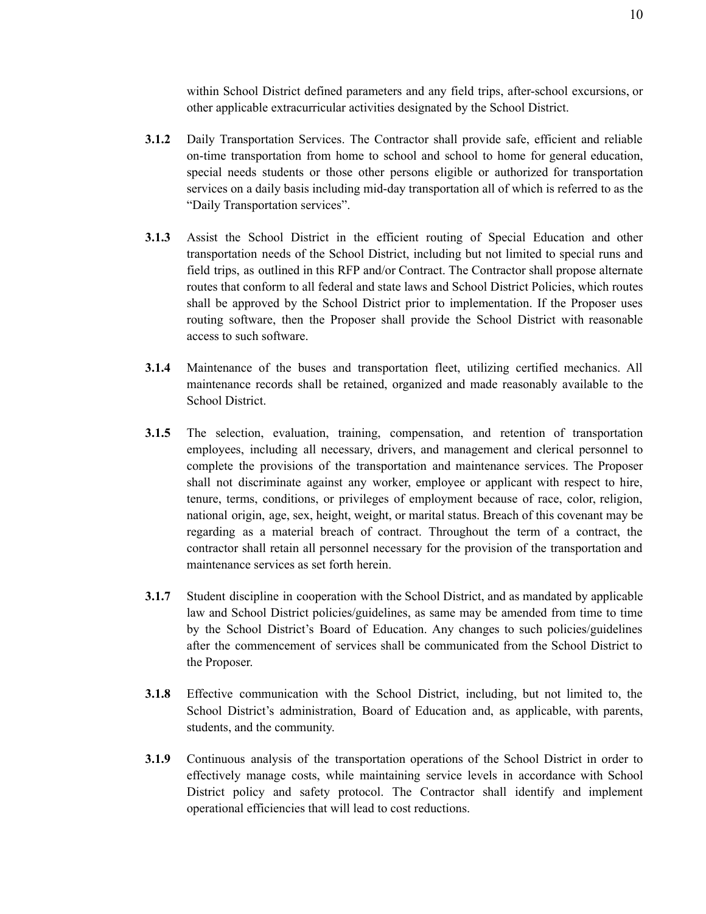within School District defined parameters and any field trips, after-school excursions, or other applicable extracurricular activities designated by the School District.

**3.1.2** Daily Transportation Services. The Contractor shall provide safe, efficient and reliable on-time transportation from home to school and school to home for general education, special needs students or those other persons eligible or authorized for transportation services on a daily basis including mid-day transportation all of which is referred to as the "Daily Transportation services".

**3.1.3** Assist the School District in the efficient routing of Special Education and other transportation needs of the School District, including but not limited to special runs and field trips, as outlined in this RFP and/or Contract. The Contractor shall propose alternate routes that conform to all federal and state laws and School District Policies, which routes shall be approved by the School District prior to implementation. If the Proposer uses routing software, then the Proposer shall provide the School District with reasonable access to such software.

**3.1.4** Maintenance of the buses and transportation fleet, utilizing certified mechanics. All maintenance records shall be retained, organized and made reasonably available to the School District.

**3.1.5** The selection, evaluation, training, compensation, and retention of transportation employees, including all necessary, drivers, and management and clerical personnel to complete the provisions of the transportation and maintenance services. The Proposer shall not discriminate against any worker, employee or applicant with respect to hire, tenure, terms, conditions, or privileges of employment because of race, color, religion, national origin, age, sex, height, weight, or marital status. Breach of this covenant may be regarding as a material breach of contract. Throughout the term of a contract, the contractor shall retain all personnel necessary for the provision of the transportation and maintenance services as set forth herein.

**3.1.7** Student discipline in cooperation with the School District, and as mandated by applicable law and School District policies/guidelines, as same may be amended from time to time by the School District's Board of Education. Any changes to such policies/guidelines after the commencement of services shall be communicated from the School District to the Proposer.

**3.1.8** Effective communication with the School District, including, but not limited to, the School District's administration, Board of Education and, as applicable, with parents, students, and the community.

**3.1.9** Continuous analysis of the transportation operations of the School District in order to effectively manage costs, while maintaining service levels in accordance with School District policy and safety protocol. The Contractor shall identify and implement operational efficiencies that will lead to cost reductions.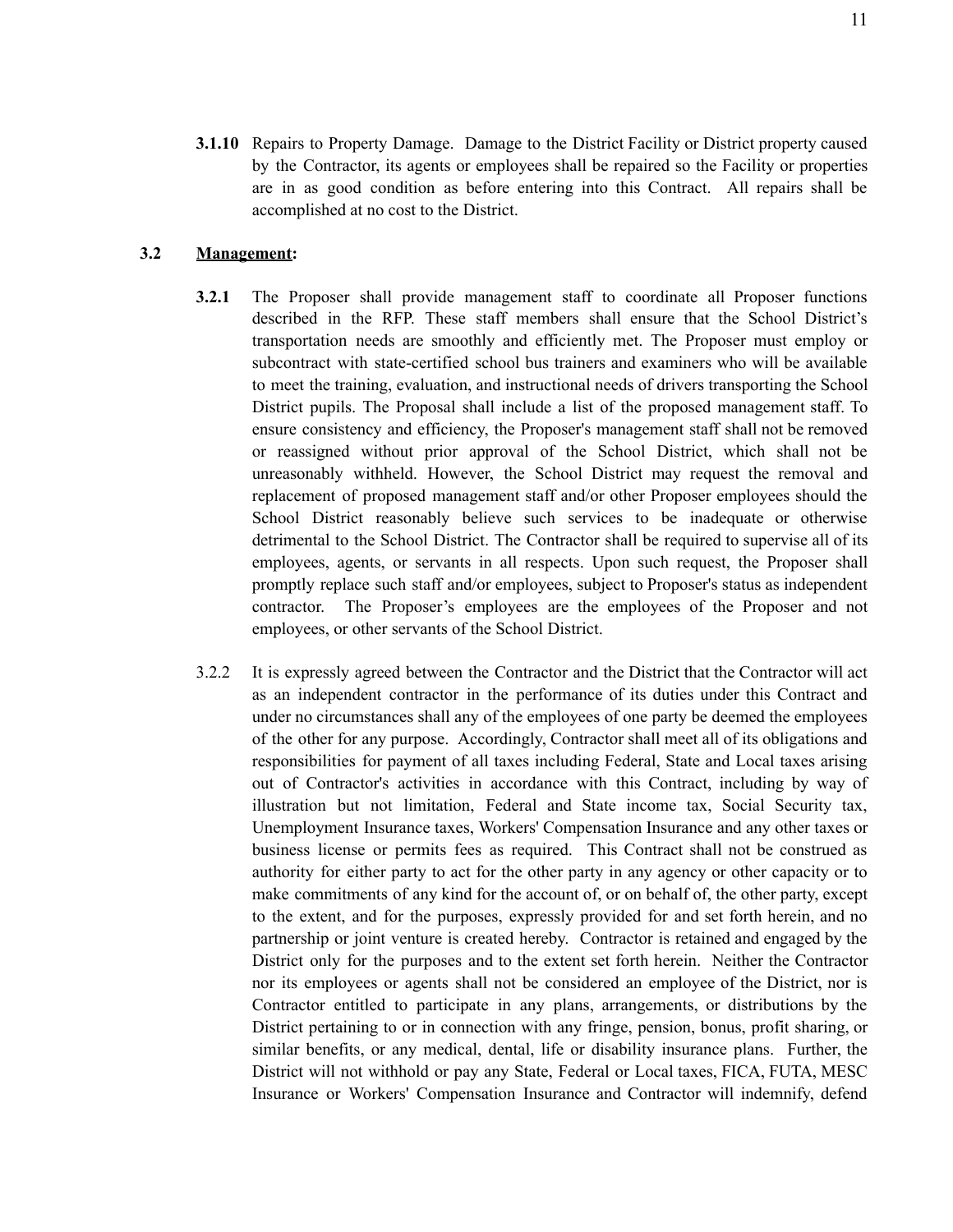**3.1.10** Repairs to Property Damage. Damage to the District Facility or District property caused by the Contractor, its agents or employees shall be repaired so the Facility or properties are in as good condition as before entering into this Contract. All repairs shall be accomplished at no cost to the District.

**3.2 Management:**

**3.2.1** The Proposer shall provide management staff to coordinate all Proposer functions described in the RFP. These staff members shall ensure that the School District's transportation needs are smoothly and efficiently met. The Proposer must employ or subcontract with state-certified school bus trainers and examiners who will be available to meet the training, evaluation, and instructional needs of drivers transporting the School District pupils. The Proposal shall include a list of the proposed management staff. To ensure consistency and efficiency, the Proposer's management staff shall not be removed or reassigned without prior approval of the School District, which shall not be unreasonably withheld. However, the School District may request the removal and replacement of proposed management staff and/or other Proposer employees should the School District reasonably believe such services to be inadequate or otherwise detrimental to the School District. The Contractor shall be required to supervise all of its employees, agents, or servants in all respects. Upon such request, the Proposer shall promptly replace such staff and/or employees, subject to Proposer's status as independent contractor. The Proposer's employees are the employees of the Proposer and not employees, or other servants of the School District.

3.2.2 It is expressly agreed between the Contractor and the District that the Contractor will act as an independent contractor in the performance of its duties under this Contract and under no circumstances shall any of the employees of one party be deemed the employees of the other for any purpose. Accordingly, Contractor shall meet all of its obligations and responsibilities for payment of all taxes including Federal, State and Local taxes arising out of Contractor's activities in accordance with this Contract, including by way of illustration but not limitation, Federal and State income tax, Social Security tax, Unemployment Insurance taxes, Workers' Compensation Insurance and any other taxes or business license or permits fees as required. This Contract shall not be construed as authority for either party to act for the other party in any agency or other capacity or to make commitments of any kind for the account of, or on behalf of, the other party, except to the extent, and for the purposes, expressly provided for and set forth herein, and no partnership or joint venture is created hereby. Contractor is retained and engaged by the District only for the purposes and to the extent set forth herein. Neither the Contractor nor its employees or agents shall not be considered an employee of the District, nor is Contractor entitled to participate in any plans, arrangements, or distributions by the District pertaining to or in connection with any fringe, pension, bonus, profit sharing, or similar benefits, or any medical, dental, life or disability insurance plans. Further, the District will not withhold or pay any State, Federal or Local taxes, FICA, FUTA, MESC Insurance or Workers' Compensation Insurance and Contractor will indemnify, defend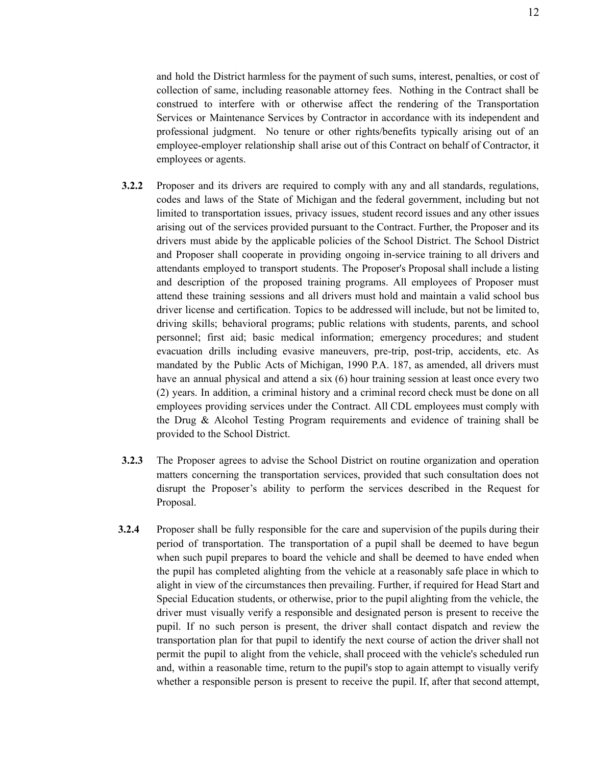and hold the District harmless for the payment of such sums, interest, penalties, or cost of collection of same, including reasonable attorney fees. Nothing in the Contract shall be construed to interfere with or otherwise affect the rendering of the Transportation Services or Maintenance Services by Contractor in accordance with its independent and professional judgment. No tenure or other rights/benefits typically arising out of an employee-employer relationship shall arise out of this Contract on behalf of Contractor, it employees or agents.

**3.2.2** Proposer and its drivers are required to comply with any and all standards, regulations, codes and laws of the State of Michigan and the federal government, including but not limited to transportation issues, privacy issues, student record issues and any other issues arising out of the services provided pursuant to the Contract. Further, the Proposer and its drivers must abide by the applicable policies of the School District. The School District and Proposer shall cooperate in providing ongoing in-service training to all drivers and attendants employed to transport students. The Proposer's Proposal shall include a listing and description of the proposed training programs. All employees of Proposer must attend these training sessions and all drivers must hold and maintain a valid school bus driver license and certification. Topics to be addressed will include, but not be limited to, driving skills; behavioral programs; public relations with students, parents, and school personnel; first aid; basic medical information; emergency procedures; and student evacuation drills including evasive maneuvers, pre-trip, post-trip, accidents, etc. As mandated by the Public Acts of Michigan, 1990 P.A. 187, as amended, all drivers must have an annual physical and attend a six (6) hour training session at least once every two (2) years. In addition, a criminal history and a criminal record check must be done on all employees providing services under the Contract. All CDL employees must comply with the Drug & Alcohol Testing Program requirements and evidence of training shall be provided to the School District.

**3.2.3** The Proposer agrees to advise the School District on routine organization and operation matters concerning the transportation services, provided that such consultation does not disrupt the Proposer's ability to perform the services described in the Request for Proposal.

**3.2.4** Proposer shall be fully responsible for the care and supervision of the pupils during their period of transportation. The transportation of a pupil shall be deemed to have begun when such pupil prepares to board the vehicle and shall be deemed to have ended when the pupil has completed alighting from the vehicle at a reasonably safe place in which to alight in view of the circumstances then prevailing. Further, if required for Head Start and Special Education students, or otherwise, prior to the pupil alighting from the vehicle, the driver must visually verify a responsible and designated person is present to receive the pupil. If no such person is present, the driver shall contact dispatch and review the transportation plan for that pupil to identify the next course of action the driver shall not permit the pupil to alight from the vehicle, shall proceed with the vehicle's scheduled run and, within a reasonable time, return to the pupil's stop to again attempt to visually verify whether a responsible person is present to receive the pupil. If, after that second attempt,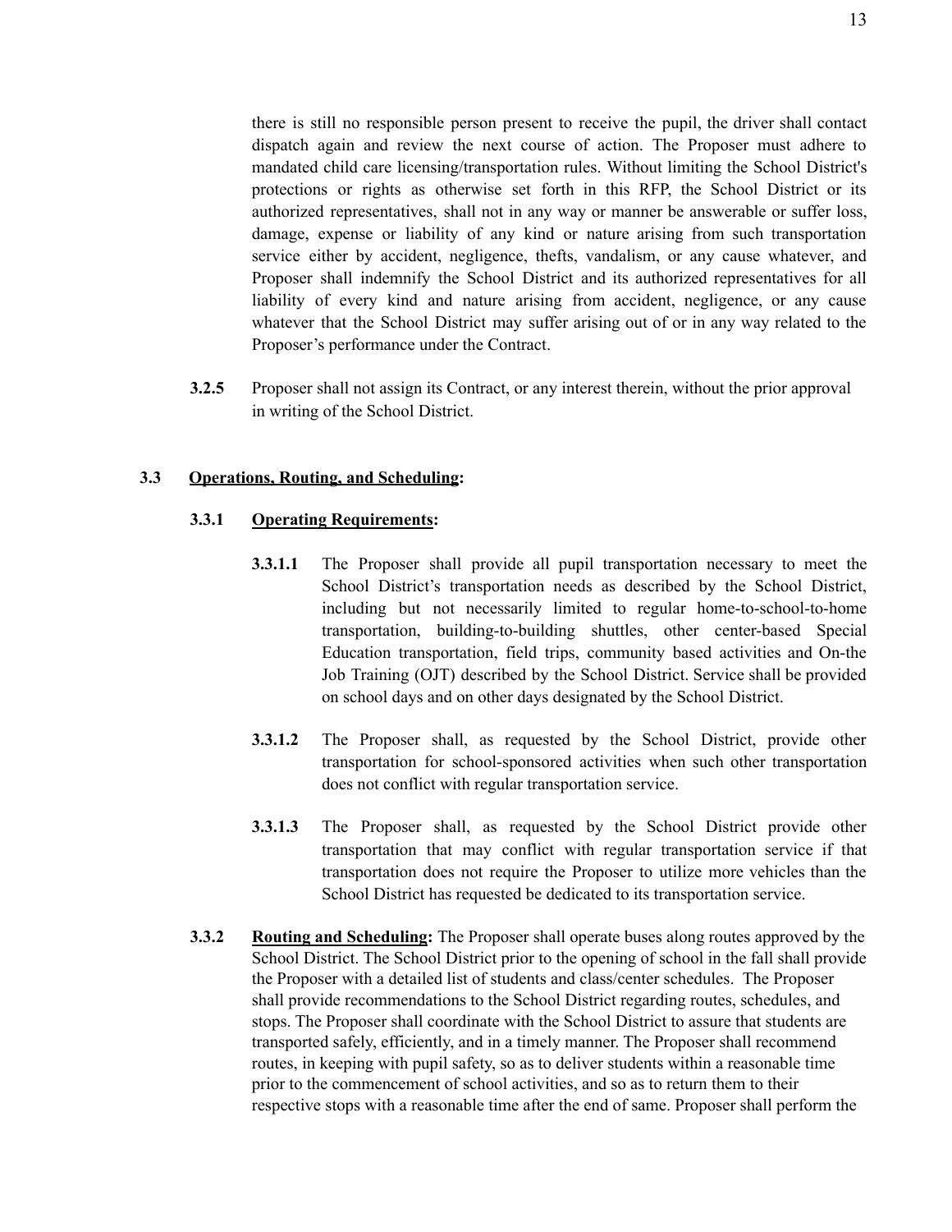there is still no responsible person present to receive the pupil, the driver shall contact dispatch again and review the next course of action. The Proposer must adhere to mandated child care licensing/transportation rules. Without limiting the School District's protections or rights as otherwise set forth in this RFP, the School District or its authorized representatives, shall not in any way or manner be answerable or suffer loss, damage, expense or liability of any kind or nature arising from such transportation service either by accident, negligence, thefts, vandalism, or any cause whatever, and Proposer shall indemnify the School District and its authorized representatives for all liability of every kind and nature arising from accident, negligence, or any cause whatever that the School District may suffer arising out of or in any way related to the Proposer's performance under the Contract.

**3.2.5** Proposer shall not assign its Contract, or any interest therein, without the prior approval in writing of the School District.

## 3.3 Operations, Routing, and Scheduling:

### 3.3.1 Operating Requirements:

**3.3.1.1** The Proposer shall provide all pupil transportation necessary to meet the School District's transportation needs as described by the School District, including but not necessarily limited to regular home-to-school-to-home transportation, building-to-building shuttles, other center-based Special Education transportation, field trips, community based activities and On-the Job Training (OJT) described by the School District. Service shall be provided on school days and on other days designated by the School District.

**3.3.1.2** The Proposer shall, as requested by the School District, provide other transportation for school-sponsored activities when such other transportation does not conflict with regular transportation service.

**3.3.1.3** The Proposer shall, as requested by the School District provide other transportation that may conflict with regular transportation service if that transportation does not require the Proposer to utilize more vehicles than the School District has requested be dedicated to its transportation service.

**3.3.2 Routing and Scheduling:** The Proposer shall operate buses along routes approved by the School District. The School District prior to the opening of school in the fall shall provide the Proposer with a detailed list of students and class/center schedules. The Proposer shall provide recommendations to the School District regarding routes, schedules, and stops. The Proposer shall coordinate with the School District to assure that students are transported safely, efficiently, and in a timely manner. The Proposer shall recommend routes, in keeping with pupil safety, so as to deliver students within a reasonable time prior to the commencement of school activities, and so as to return them to their respective stops with a reasonable time after the end of same. Proposer shall perform the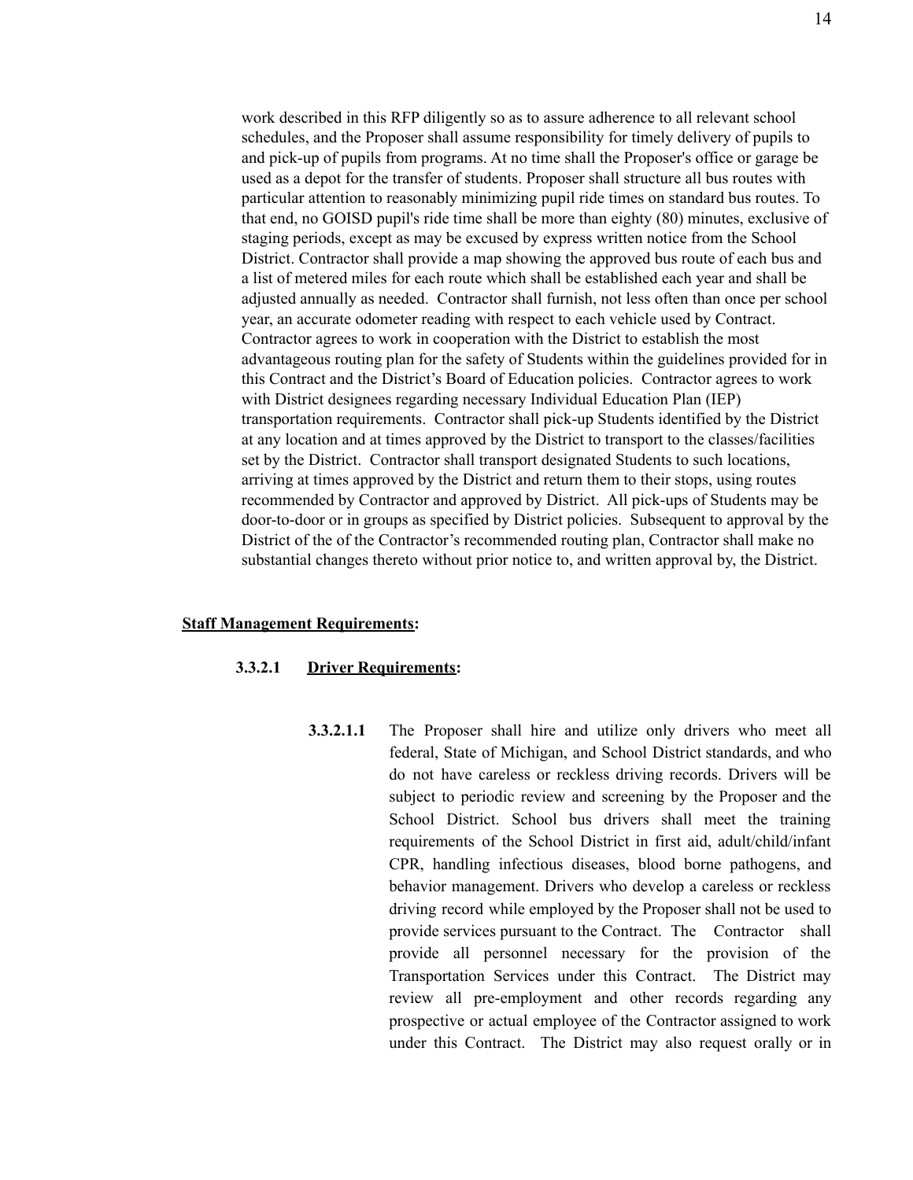work described in this RFP diligently so as to assure adherence to all relevant school schedules, and the Proposer shall assume responsibility for timely delivery of pupils to and pick-up of pupils from programs. At no time shall the Proposer's office or garage be used as a depot for the transfer of students. Proposer shall structure all bus routes with particular attention to reasonably minimizing pupil ride times on standard bus routes. To that end, no GOISD pupil's ride time shall be more than eighty (80) minutes, exclusive of staging periods, except as may be excused by express written notice from the School District. Contractor shall provide a map showing the approved bus route of each bus and a list of metered miles for each route which shall be established each year and shall be adjusted annually as needed. Contractor shall furnish, not less often than once per school year, an accurate odometer reading with respect to each vehicle used by Contract. Contractor agrees to work in cooperation with the District to establish the most advantageous routing plan for the safety of Students within the guidelines provided for in this Contract and the District's Board of Education policies. Contractor agrees to work with District designees regarding necessary Individual Education Plan (IEP) transportation requirements. Contractor shall pick-up Students identified by the District at any location and at times approved by the District to transport to the classes/facilities set by the District. Contractor shall transport designated Students to such locations, arriving at times approved by the District and return them to their stops, using routes recommended by Contractor and approved by District. All pick-ups of Students may be door-to-door or in groups as specified by District policies. Subsequent to approval by the District of the of the Contractor's recommended routing plan, Contractor shall make no substantial changes thereto without prior notice to, and written approval by, the District.

**Staff Management Requirements:**

**3.3.2.1 Driver Requirements:**

**3.3.2.1.1** The Proposer shall hire and utilize only drivers who meet all federal, State of Michigan, and School District standards, and who do not have careless or reckless driving records. Drivers will be subject to periodic review and screening by the Proposer and the School District. School bus drivers shall meet the training requirements of the School District in first aid, adult/child/infant CPR, handling infectious diseases, blood borne pathogens, and behavior management. Drivers who develop a careless or reckless driving record while employed by the Proposer shall not be used to provide services pursuant to the Contract. The Contractor shall provide all personnel necessary for the provision of the Transportation Services under this Contract. The District may review all pre-employment and other records regarding any prospective or actual employee of the Contractor assigned to work under this Contract. The District may also request orally or in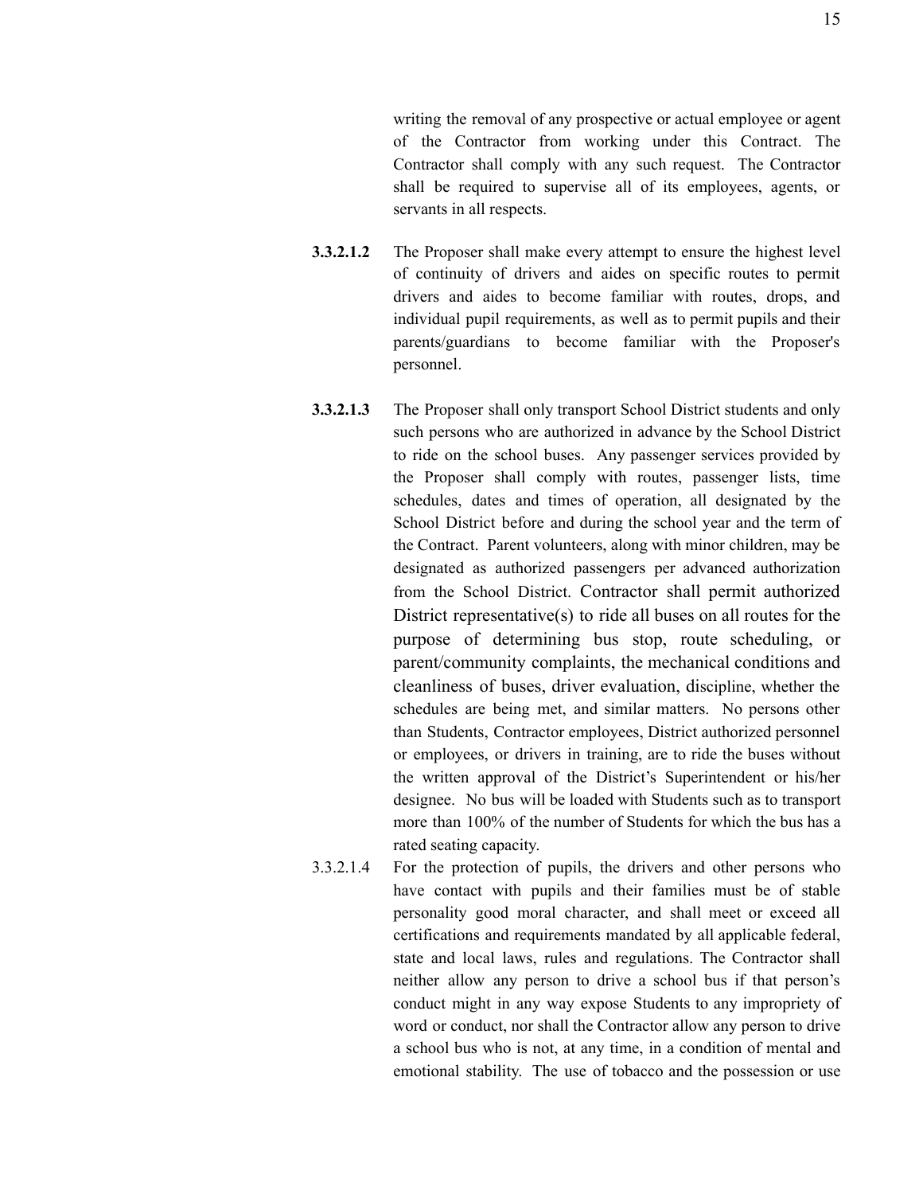writing the removal of any prospective or actual employee or agent of the Contractor from working under this Contract. The Contractor shall comply with any such request. The Contractor shall be required to supervise all of its employees, agents, or servants in all respects.

**3.3.2.1.2** The Proposer shall make every attempt to ensure the highest level of continuity of drivers and aides on specific routes to permit drivers and aides to become familiar with routes, drops, and individual pupil requirements, as well as to permit pupils and their parents/guardians to become familiar with the Proposer's personnel.

**3.3.2.1.3** The Proposer shall only transport School District students and only such persons who are authorized in advance by the School District to ride on the school buses. Any passenger services provided by the Proposer shall comply with routes, passenger lists, time schedules, dates and times of operation, all designated by the School District before and during the school year and the term of the Contract. Parent volunteers, along with minor children, may be designated as authorized passengers per advanced authorization from the School District. Contractor shall permit authorized District representative(s) to ride all buses on all routes for the purpose of determining bus stop, route scheduling, or parent/community complaints, the mechanical conditions and cleanliness of buses, driver evaluation, discipline, whether the schedules are being met, and similar matters. No persons other than Students, Contractor employees, District authorized personnel or employees, or drivers in training, are to ride the buses without the written approval of the District's Superintendent or his/her designee. No bus will be loaded with Students such as to transport more than 100% of the number of Students for which the bus has a rated seating capacity.

3.3.2.1.4 For the protection of pupils, the drivers and other persons who have contact with pupils and their families must be of stable personality good moral character, and shall meet or exceed all certifications and requirements mandated by all applicable federal, state and local laws, rules and regulations. The Contractor shall neither allow any person to drive a school bus if that person's conduct might in any way expose Students to any impropriety of word or conduct, nor shall the Contractor allow any person to drive a school bus who is not, at any time, in a condition of mental and emotional stability. The use of tobacco and the possession or use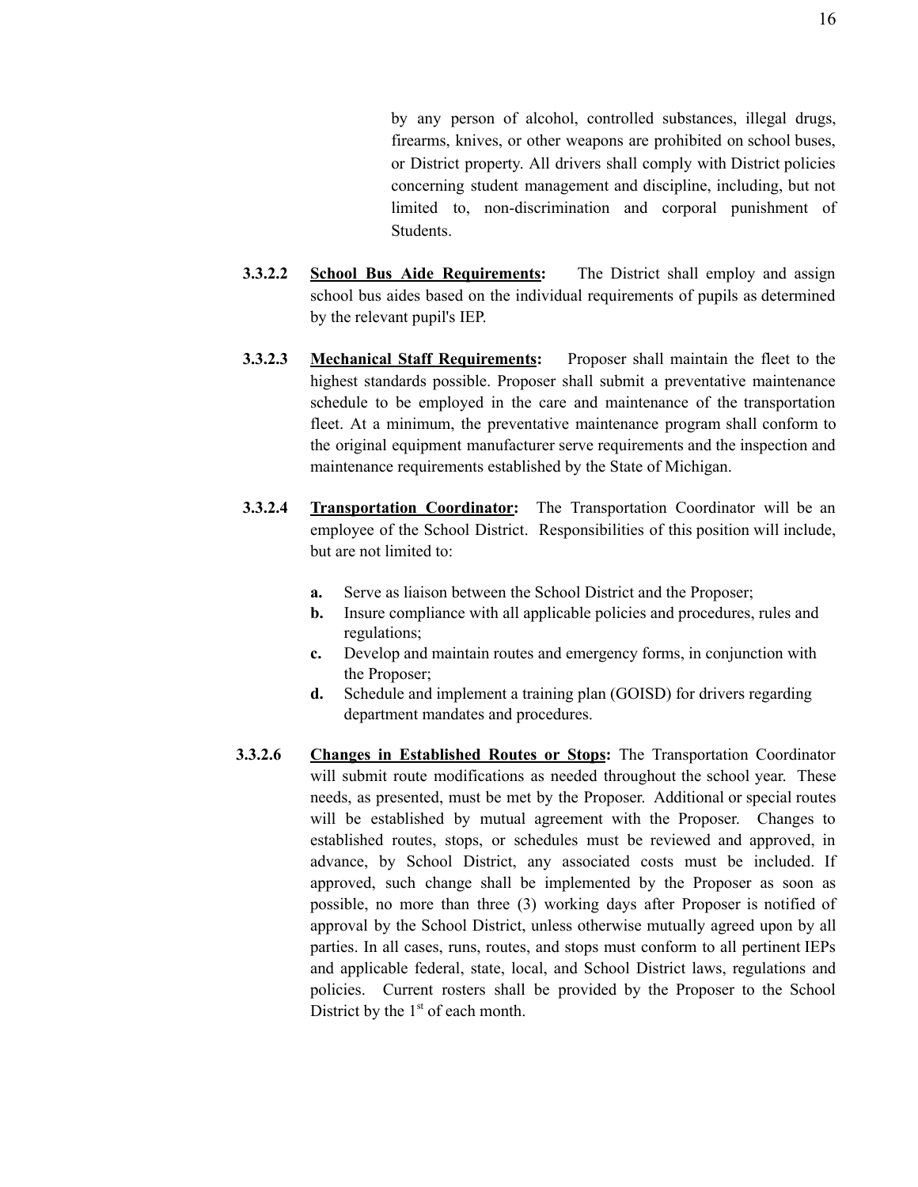by any person of alcohol, controlled substances, illegal drugs, firearms, knives, or other weapons are prohibited on school buses, or District property. All drivers shall comply with District policies concerning student management and discipline, including, but not limited to, non-discrimination and corporal punishment of Students.

**3.3.2.2** **School Bus Aide Requirements:** The District shall employ and assign school bus aides based on the individual requirements of pupils as determined by the relevant pupil's IEP.

**3.3.2.3** **Mechanical Staff Requirements:** Proposer shall maintain the fleet to the highest standards possible. Proposer shall submit a preventative maintenance schedule to be employed in the care and maintenance of the transportation fleet. At a minimum, the preventative maintenance program shall conform to the original equipment manufacturer serve requirements and the inspection and maintenance requirements established by the State of Michigan.

**3.3.2.4** **Transportation Coordinator:** The Transportation Coordinator will be an employee of the School District. Responsibilities of this position will include, but are not limited to:

- **a.** Serve as liaison between the School District and the Proposer;
- **b.** Insure compliance with all applicable policies and procedures, rules and regulations;
- **c.** Develop and maintain routes and emergency forms, in conjunction with the Proposer;
- **d.** Schedule and implement a training plan (GOISD) for drivers regarding department mandates and procedures.

**3.3.2.6** **Changes in Established Routes or Stops:** The Transportation Coordinator will submit route modifications as needed throughout the school year. These needs, as presented, must be met by the Proposer. Additional or special routes will be established by mutual agreement with the Proposer. Changes to established routes, stops, or schedules must be reviewed and approved, in advance, by School District, any associated costs must be included. If approved, such change shall be implemented by the Proposer as soon as possible, no more than three (3) working days after Proposer is notified of approval by the School District, unless otherwise mutually agreed upon by all parties. In all cases, runs, routes, and stops must conform to all pertinent IEPs and applicable federal, state, local, and School District laws, regulations and policies. Current rosters shall be provided by the Proposer to the School District by the 1st of each month.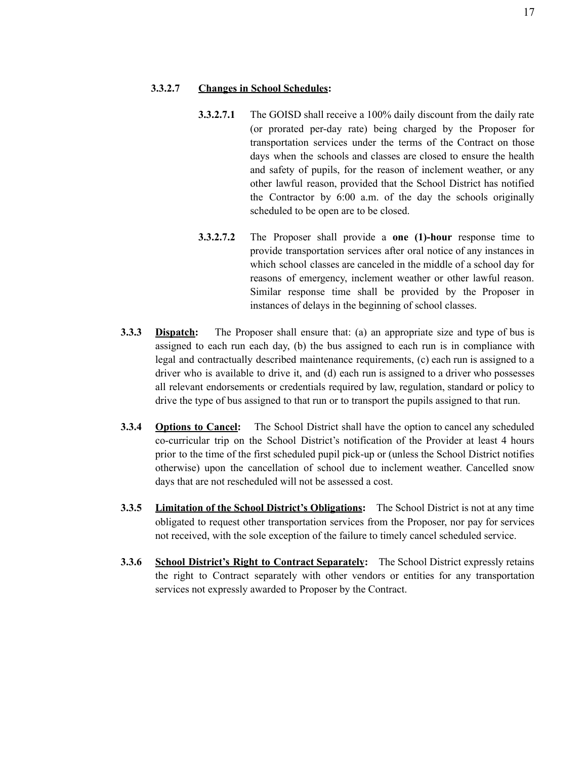**3.3.2.7 Changes in School Schedules:**

**3.3.2.7.1** The GOISD shall receive a 100% daily discount from the daily rate (or prorated per-day rate) being charged by the Proposer for transportation services under the terms of the Contract on those days when the schools and classes are closed to ensure the health and safety of pupils, for the reason of inclement weather, or any other lawful reason, provided that the School District has notified the Contractor by 6:00 a.m. of the day the schools originally scheduled to be open are to be closed.

**3.3.2.7.2** The Proposer shall provide a **one (1)-hour** response time to provide transportation services after oral notice of any instances in which school classes are canceled in the middle of a school day for reasons of emergency, inclement weather or other lawful reason. Similar response time shall be provided by the Proposer in instances of delays in the beginning of school classes.

**3.3.3 Dispatch:** The Proposer shall ensure that: (a) an appropriate size and type of bus is assigned to each run each day, (b) the bus assigned to each run is in compliance with legal and contractually described maintenance requirements, (c) each run is assigned to a driver who is available to drive it, and (d) each run is assigned to a driver who possesses all relevant endorsements or credentials required by law, regulation, standard or policy to drive the type of bus assigned to that run or to transport the pupils assigned to that run.

**3.3.4 Options to Cancel:** The School District shall have the option to cancel any scheduled co-curricular trip on the School District's notification of the Provider at least 4 hours prior to the time of the first scheduled pupil pick-up or (unless the School District notifies otherwise) upon the cancellation of school due to inclement weather. Cancelled snow days that are not rescheduled will not be assessed a cost.

**3.3.5 Limitation of the School District's Obligations:** The School District is not at any time obligated to request other transportation services from the Proposer, nor pay for services not received, with the sole exception of the failure to timely cancel scheduled service.

**3.3.6 School District's Right to Contract Separately:** The School District expressly retains the right to Contract separately with other vendors or entities for any transportation services not expressly awarded to Proposer by the Contract.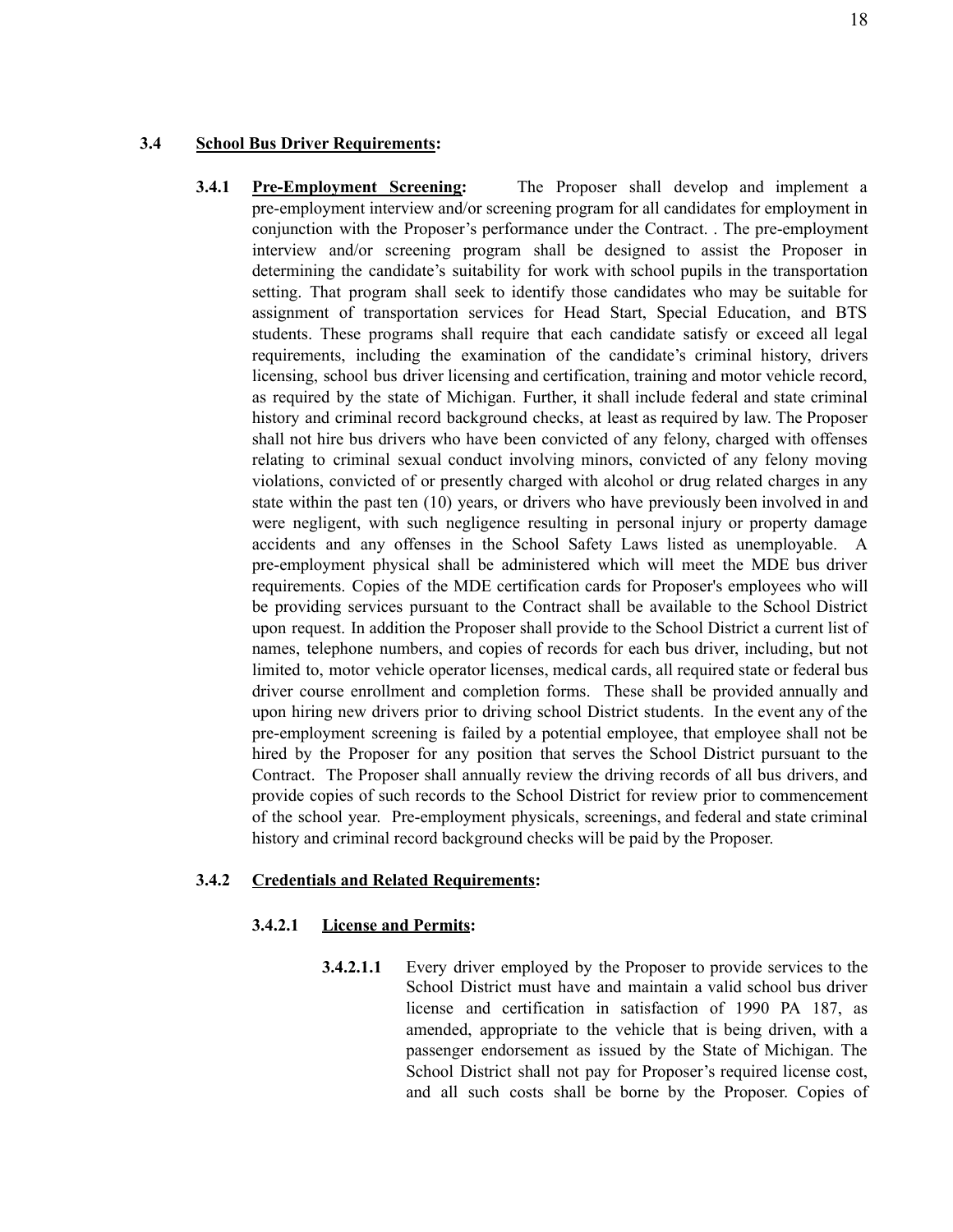**3.4 School Bus Driver Requirements:**

**3.4.1 Pre-Employment Screening:** The Proposer shall develop and implement a pre-employment interview and/or screening program for all candidates for employment in conjunction with the Proposer's performance under the Contract. . The pre-employment interview and/or screening program shall be designed to assist the Proposer in determining the candidate's suitability for work with school pupils in the transportation setting. That program shall seek to identify those candidates who may be suitable for assignment of transportation services for Head Start, Special Education, and BTS students. These programs shall require that each candidate satisfy or exceed all legal requirements, including the examination of the candidate's criminal history, drivers licensing, school bus driver licensing and certification, training and motor vehicle record, as required by the state of Michigan. Further, it shall include federal and state criminal history and criminal record background checks, at least as required by law. The Proposer shall not hire bus drivers who have been convicted of any felony, charged with offenses relating to criminal sexual conduct involving minors, convicted of any felony moving violations, convicted of or presently charged with alcohol or drug related charges in any state within the past ten (10) years, or drivers who have previously been involved in and were negligent, with such negligence resulting in personal injury or property damage accidents and any offenses in the School Safety Laws listed as unemployable. A pre-employment physical shall be administered which will meet the MDE bus driver requirements. Copies of the MDE certification cards for Proposer's employees who will be providing services pursuant to the Contract shall be available to the School District upon request. In addition the Proposer shall provide to the School District a current list of names, telephone numbers, and copies of records for each bus driver, including, but not limited to, motor vehicle operator licenses, medical cards, all required state or federal bus driver course enrollment and completion forms. These shall be provided annually and upon hiring new drivers prior to driving school District students. In the event any of the pre-employment screening is failed by a potential employee, that employee shall not be hired by the Proposer for any position that serves the School District pursuant to the Contract. The Proposer shall annually review the driving records of all bus drivers, and provide copies of such records to the School District for review prior to commencement of the school year. Pre-employment physicals, screenings, and federal and state criminal history and criminal record background checks will be paid by the Proposer.

**3.4.2 Credentials and Related Requirements:**

**3.4.2.1 License and Permits:**

**3.4.2.1.1** Every driver employed by the Proposer to provide services to the School District must have and maintain a valid school bus driver license and certification in satisfaction of 1990 PA 187, as amended, appropriate to the vehicle that is being driven, with a passenger endorsement as issued by the State of Michigan. The School District shall not pay for Proposer's required license cost, and all such costs shall be borne by the Proposer. Copies of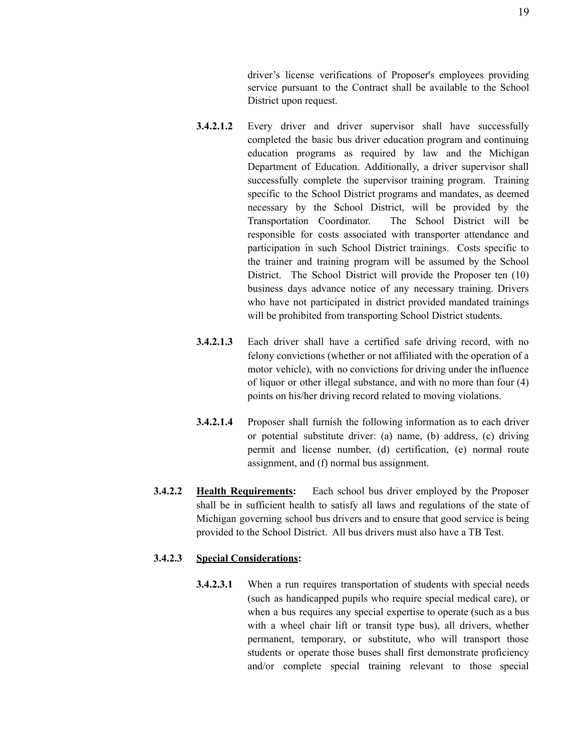driver's license verifications of Proposer's employees providing service pursuant to the Contract shall be available to the School District upon request.

**3.4.2.1.2** Every driver and driver supervisor shall have successfully completed the basic bus driver education program and continuing education programs as required by law and the Michigan Department of Education. Additionally, a driver supervisor shall successfully complete the supervisor training program. Training specific to the School District programs and mandates, as deemed necessary by the School District, will be provided by the Transportation Coordinator. The School District will be responsible for costs associated with transporter attendance and participation in such School District trainings. Costs specific to the trainer and training program will be assumed by the School District. The School District will provide the Proposer ten (10) business days advance notice of any necessary training. Drivers who have not participated in district provided mandated trainings will be prohibited from transporting School District students.

**3.4.2.1.3** Each driver shall have a certified safe driving record, with no felony convictions (whether or not affiliated with the operation of a motor vehicle), with no convictions for driving under the influence of liquor or other illegal substance, and with no more than four (4) points on his/her driving record related to moving violations.

**3.4.2.1.4** Proposer shall furnish the following information as to each driver or potential substitute driver: (a) name, (b) address, (c) driving permit and license number, (d) certification, (e) normal route assignment, and (f) normal bus assignment.

**3.4.2.2** **<u>Health Requirements</u>:** Each school bus driver employed by the Proposer shall be in sufficient health to satisfy all laws and regulations of the state of Michigan governing school bus drivers and to ensure that good service is being provided to the School District. All bus drivers must also have a TB Test.

**3.4.2.3** **<u>Special Considerations</u>:**

**3.4.2.3.1** When a run requires transportation of students with special needs (such as handicapped pupils who require special medical care), or when a bus requires any special expertise to operate (such as a bus with a wheel chair lift or transit type bus), all drivers, whether permanent, temporary, or substitute, who will transport those students or operate those buses shall first demonstrate proficiency and/or complete special training relevant to those special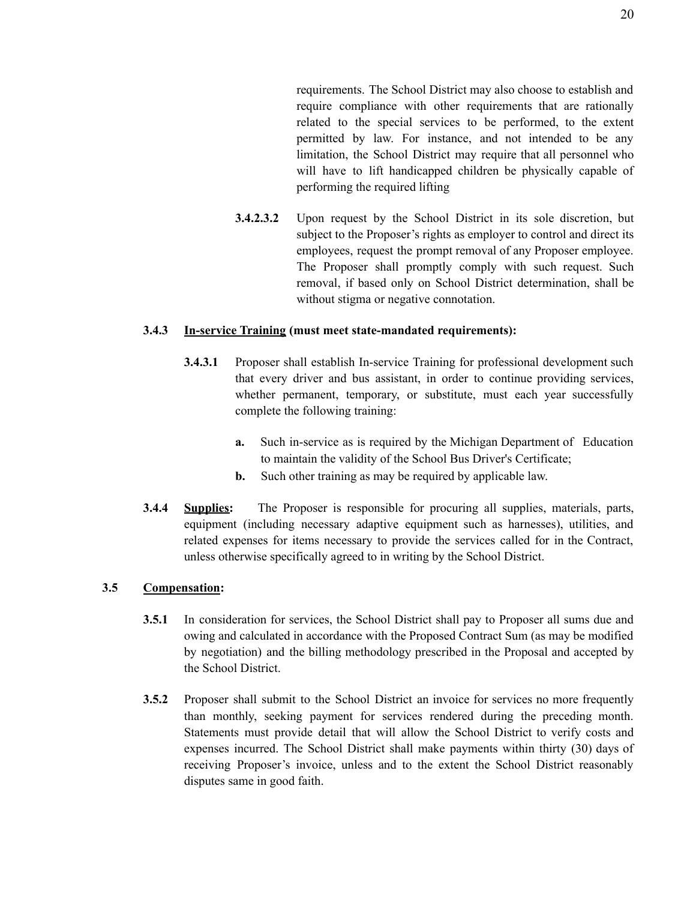requirements. The School District may also choose to establish and require compliance with other requirements that are rationally related to the special services to be performed, to the extent permitted by law. For instance, and not intended to be any limitation, the School District may require that all personnel who will have to lift handicapped children be physically capable of performing the required lifting

**3.4.2.3.2** Upon request by the School District in its sole discretion, but subject to the Proposer's rights as employer to control and direct its employees, request the prompt removal of any Proposer employee. The Proposer shall promptly comply with such request. Such removal, if based only on School District determination, shall be without stigma or negative connotation.

**3.4.3** **<u>In-service Training</u> (must meet state-mandated requirements):**

**3.4.3.1** Proposer shall establish In-service Training for professional development such that every driver and bus assistant, in order to continue providing services, whether permanent, temporary, or substitute, must each year successfully complete the following training:

**a.** Such in-service as is required by the Michigan Department of Education to maintain the validity of the School Bus Driver's Certificate;

**b.** Such other training as may be required by applicable law.

**3.4.4** **<u>Supplies</u>:** The Proposer is responsible for procuring all supplies, materials, parts, equipment (including necessary adaptive equipment such as harnesses), utilities, and related expenses for items necessary to provide the services called for in the Contract, unless otherwise specifically agreed to in writing by the School District.

**3.5** **<u>Compensation</u>:**

**3.5.1** In consideration for services, the School District shall pay to Proposer all sums due and owing and calculated in accordance with the Proposed Contract Sum (as may be modified by negotiation) and the billing methodology prescribed in the Proposal and accepted by the School District.

**3.5.2** Proposer shall submit to the School District an invoice for services no more frequently than monthly, seeking payment for services rendered during the preceding month. Statements must provide detail that will allow the School District to verify costs and expenses incurred. The School District shall make payments within thirty (30) days of receiving Proposer's invoice, unless and to the extent the School District reasonably disputes same in good faith.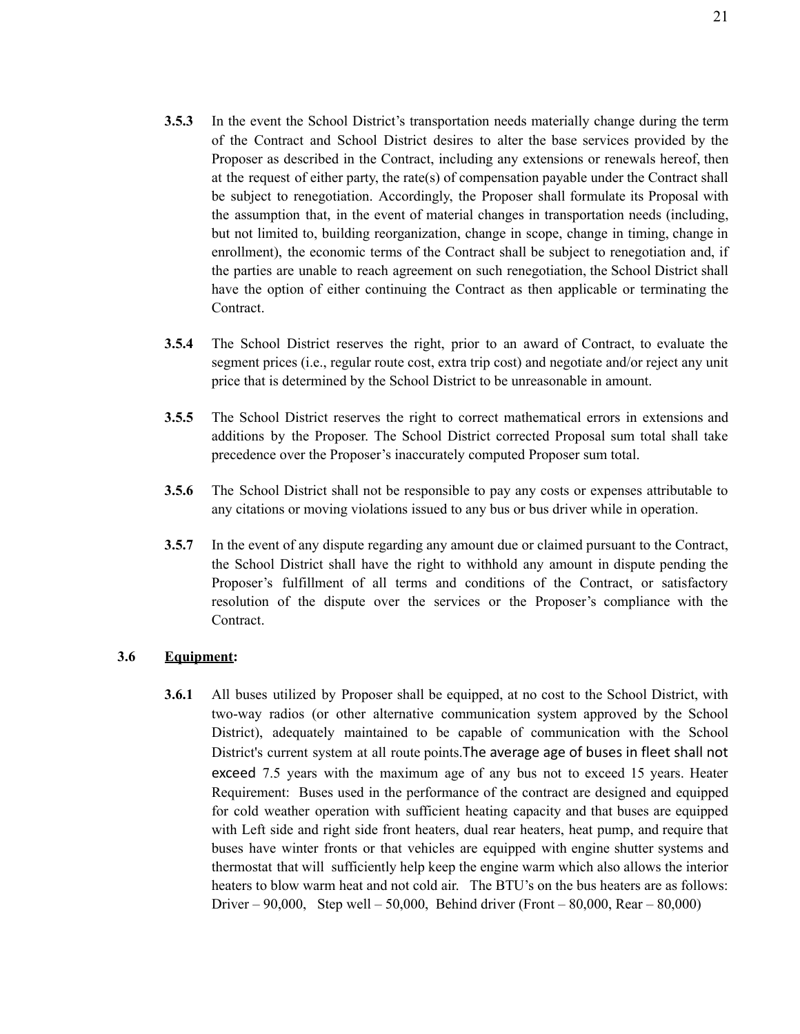**3.5.3** In the event the School District's transportation needs materially change during the term of the Contract and School District desires to alter the base services provided by the Proposer as described in the Contract, including any extensions or renewals hereof, then at the request of either party, the rate(s) of compensation payable under the Contract shall be subject to renegotiation. Accordingly, the Proposer shall formulate its Proposal with the assumption that, in the event of material changes in transportation needs (including, but not limited to, building reorganization, change in scope, change in timing, change in enrollment), the economic terms of the Contract shall be subject to renegotiation and, if the parties are unable to reach agreement on such renegotiation, the School District shall have the option of either continuing the Contract as then applicable or terminating the Contract.

**3.5.4** The School District reserves the right, prior to an award of Contract, to evaluate the segment prices (i.e., regular route cost, extra trip cost) and negotiate and/or reject any unit price that is determined by the School District to be unreasonable in amount.

**3.5.5** The School District reserves the right to correct mathematical errors in extensions and additions by the Proposer. The School District corrected Proposal sum total shall take precedence over the Proposer's inaccurately computed Proposer sum total.

**3.5.6** The School District shall not be responsible to pay any costs or expenses attributable to any citations or moving violations issued to any bus or bus driver while in operation.

**3.5.7** In the event of any dispute regarding any amount due or claimed pursuant to the Contract, the School District shall have the right to withhold any amount in dispute pending the Proposer's fulfillment of all terms and conditions of the Contract, or satisfactory resolution of the dispute over the services or the Proposer's compliance with the Contract.

**3.6 Equipment:**

**3.6.1** All buses utilized by Proposer shall be equipped, at no cost to the School District, with two-way radios (or other alternative communication system approved by the School District), adequately maintained to be capable of communication with the School District's current system at all route points.The average age of buses in fleet shall not exceed 7.5 years with the maximum age of any bus not to exceed 15 years. Heater Requirement: Buses used in the performance of the contract are designed and equipped for cold weather operation with sufficient heating capacity and that buses are equipped with Left side and right side front heaters, dual rear heaters, heat pump, and require that buses have winter fronts or that vehicles are equipped with engine shutter systems and thermostat that will sufficiently help keep the engine warm which also allows the interior heaters to blow warm heat and not cold air. The BTU's on the bus heaters are as follows: Driver – 90,000, Step well – 50,000, Behind driver (Front – 80,000, Rear – 80,000)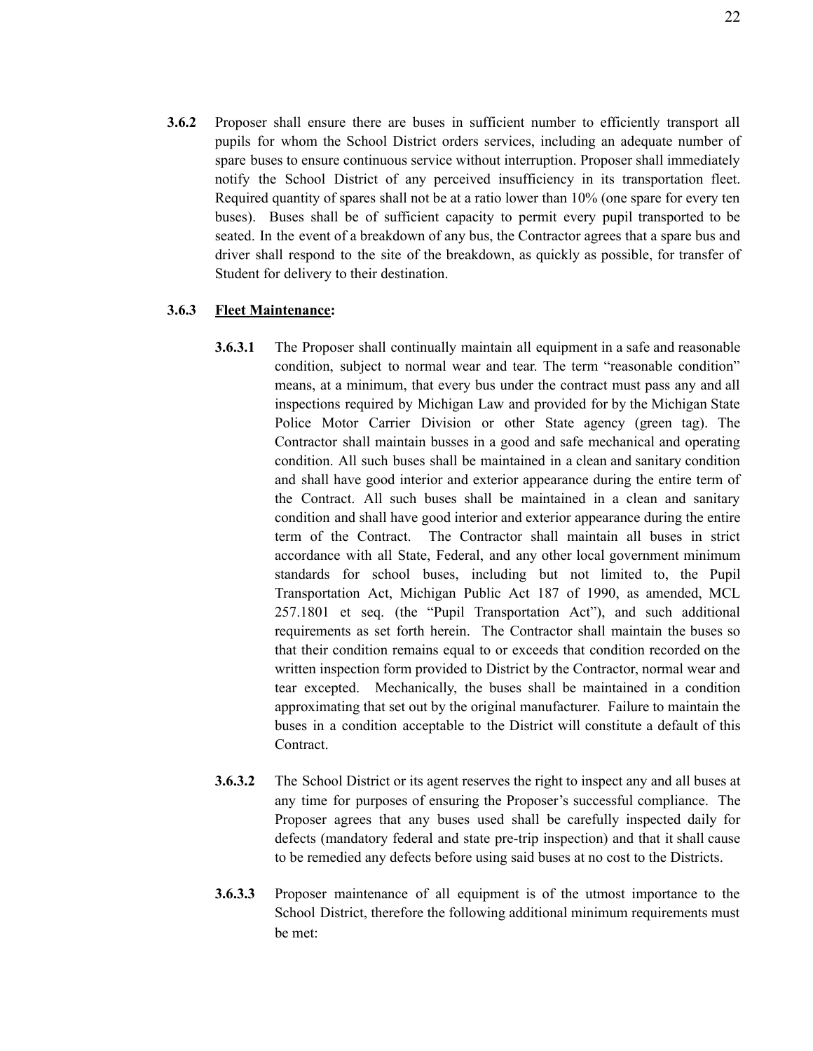**3.6.2** Proposer shall ensure there are buses in sufficient number to efficiently transport all pupils for whom the School District orders services, including an adequate number of spare buses to ensure continuous service without interruption. Proposer shall immediately notify the School District of any perceived insufficiency in its transportation fleet. Required quantity of spares shall not be at a ratio lower than 10% (one spare for every ten buses). Buses shall be of sufficient capacity to permit every pupil transported to be seated. In the event of a breakdown of any bus, the Contractor agrees that a spare bus and driver shall respond to the site of the breakdown, as quickly as possible, for transfer of Student for delivery to their destination.

**3.6.3** **<u>Fleet Maintenance</u>:**

**3.6.3.1** The Proposer shall continually maintain all equipment in a safe and reasonable condition, subject to normal wear and tear. The term "reasonable condition" means, at a minimum, that every bus under the contract must pass any and all inspections required by Michigan Law and provided for by the Michigan State Police Motor Carrier Division or other State agency (green tag). The Contractor shall maintain busses in a good and safe mechanical and operating condition. All such buses shall be maintained in a clean and sanitary condition and shall have good interior and exterior appearance during the entire term of the Contract. All such buses shall be maintained in a clean and sanitary condition and shall have good interior and exterior appearance during the entire term of the Contract. The Contractor shall maintain all buses in strict accordance with all State, Federal, and any other local government minimum standards for school buses, including but not limited to, the Pupil Transportation Act, Michigan Public Act 187 of 1990, as amended, MCL 257.1801 et seq. (the "Pupil Transportation Act"), and such additional requirements as set forth herein. The Contractor shall maintain the buses so that their condition remains equal to or exceeds that condition recorded on the written inspection form provided to District by the Contractor, normal wear and tear excepted. Mechanically, the buses shall be maintained in a condition approximating that set out by the original manufacturer. Failure to maintain the buses in a condition acceptable to the District will constitute a default of this Contract.

**3.6.3.2** The School District or its agent reserves the right to inspect any and all buses at any time for purposes of ensuring the Proposer's successful compliance. The Proposer agrees that any buses used shall be carefully inspected daily for defects (mandatory federal and state pre-trip inspection) and that it shall cause to be remedied any defects before using said buses at no cost to the Districts.

**3.6.3.3** Proposer maintenance of all equipment is of the utmost importance to the School District, therefore the following additional minimum requirements must be met: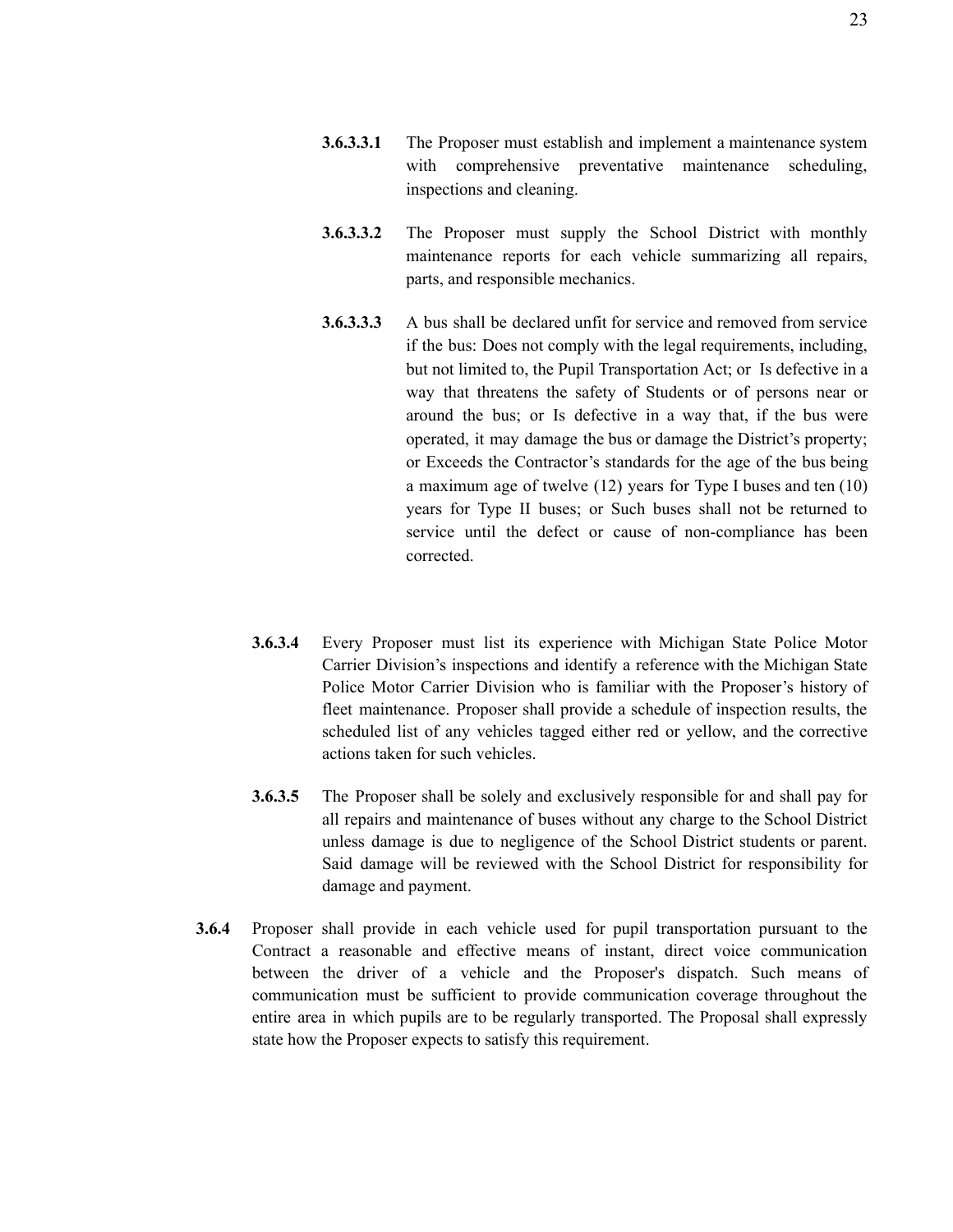**3.6.3.3.1** The Proposer must establish and implement a maintenance system with comprehensive preventative maintenance scheduling, inspections and cleaning.

**3.6.3.3.2** The Proposer must supply the School District with monthly maintenance reports for each vehicle summarizing all repairs, parts, and responsible mechanics.

**3.6.3.3.3** A bus shall be declared unfit for service and removed from service if the bus: Does not comply with the legal requirements, including, but not limited to, the Pupil Transportation Act; or Is defective in a way that threatens the safety of Students or of persons near or around the bus; or Is defective in a way that, if the bus were operated, it may damage the bus or damage the District's property; or Exceeds the Contractor's standards for the age of the bus being a maximum age of twelve (12) years for Type I buses and ten (10) years for Type II buses; or Such buses shall not be returned to service until the defect or cause of non-compliance has been corrected.

**3.6.3.4** Every Proposer must list its experience with Michigan State Police Motor Carrier Division's inspections and identify a reference with the Michigan State Police Motor Carrier Division who is familiar with the Proposer's history of fleet maintenance. Proposer shall provide a schedule of inspection results, the scheduled list of any vehicles tagged either red or yellow, and the corrective actions taken for such vehicles.

**3.6.3.5** The Proposer shall be solely and exclusively responsible for and shall pay for all repairs and maintenance of buses without any charge to the School District unless damage is due to negligence of the School District students or parent. Said damage will be reviewed with the School District for responsibility for damage and payment.

**3.6.4** Proposer shall provide in each vehicle used for pupil transportation pursuant to the Contract a reasonable and effective means of instant, direct voice communication between the driver of a vehicle and the Proposer's dispatch. Such means of communication must be sufficient to provide communication coverage throughout the entire area in which pupils are to be regularly transported. The Proposal shall expressly state how the Proposer expects to satisfy this requirement.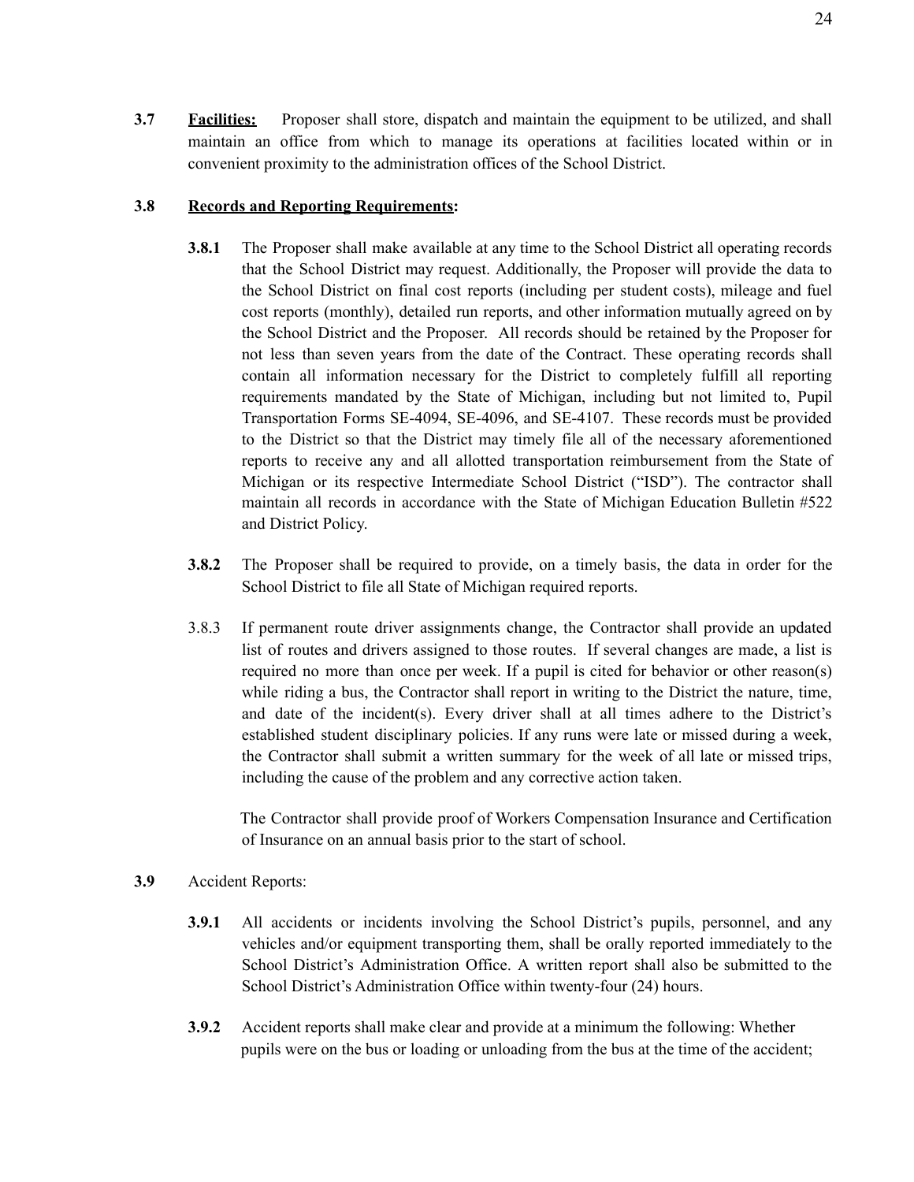**3.7** **<u>Facilities:</u>** Proposer shall store, dispatch and maintain the equipment to be utilized, and shall maintain an office from which to manage its operations at facilities located within or in convenient proximity to the administration offices of the School District.

**3.8** **<u>Records and Reporting Requirements</u>:**

**3.8.1** The Proposer shall make available at any time to the School District all operating records that the School District may request. Additionally, the Proposer will provide the data to the School District on final cost reports (including per student costs), mileage and fuel cost reports (monthly), detailed run reports, and other information mutually agreed on by the School District and the Proposer. All records should be retained by the Proposer for not less than seven years from the date of the Contract. These operating records shall contain all information necessary for the District to completely fulfill all reporting requirements mandated by the State of Michigan, including but not limited to, Pupil Transportation Forms SE-4094, SE-4096, and SE-4107. These records must be provided to the District so that the District may timely file all of the necessary aforementioned reports to receive any and all allotted transportation reimbursement from the State of Michigan or its respective Intermediate School District ("ISD"). The contractor shall maintain all records in accordance with the State of Michigan Education Bulletin #522 and District Policy.

**3.8.2** The Proposer shall be required to provide, on a timely basis, the data in order for the School District to file all State of Michigan required reports.

3.8.3 If permanent route driver assignments change, the Contractor shall provide an updated list of routes and drivers assigned to those routes. If several changes are made, a list is required no more than once per week. If a pupil is cited for behavior or other reason(s) while riding a bus, the Contractor shall report in writing to the District the nature, time, and date of the incident(s). Every driver shall at all times adhere to the District's established student disciplinary policies. If any runs were late or missed during a week, the Contractor shall submit a written summary for the week of all late or missed trips, including the cause of the problem and any corrective action taken.

The Contractor shall provide proof of Workers Compensation Insurance and Certification of Insurance on an annual basis prior to the start of school.

**3.9** Accident Reports:

**3.9.1** All accidents or incidents involving the School District's pupils, personnel, and any vehicles and/or equipment transporting them, shall be orally reported immediately to the School District's Administration Office. A written report shall also be submitted to the School District's Administration Office within twenty-four (24) hours.

**3.9.2** Accident reports shall make clear and provide at a minimum the following: Whether pupils were on the bus or loading or unloading from the bus at the time of the accident;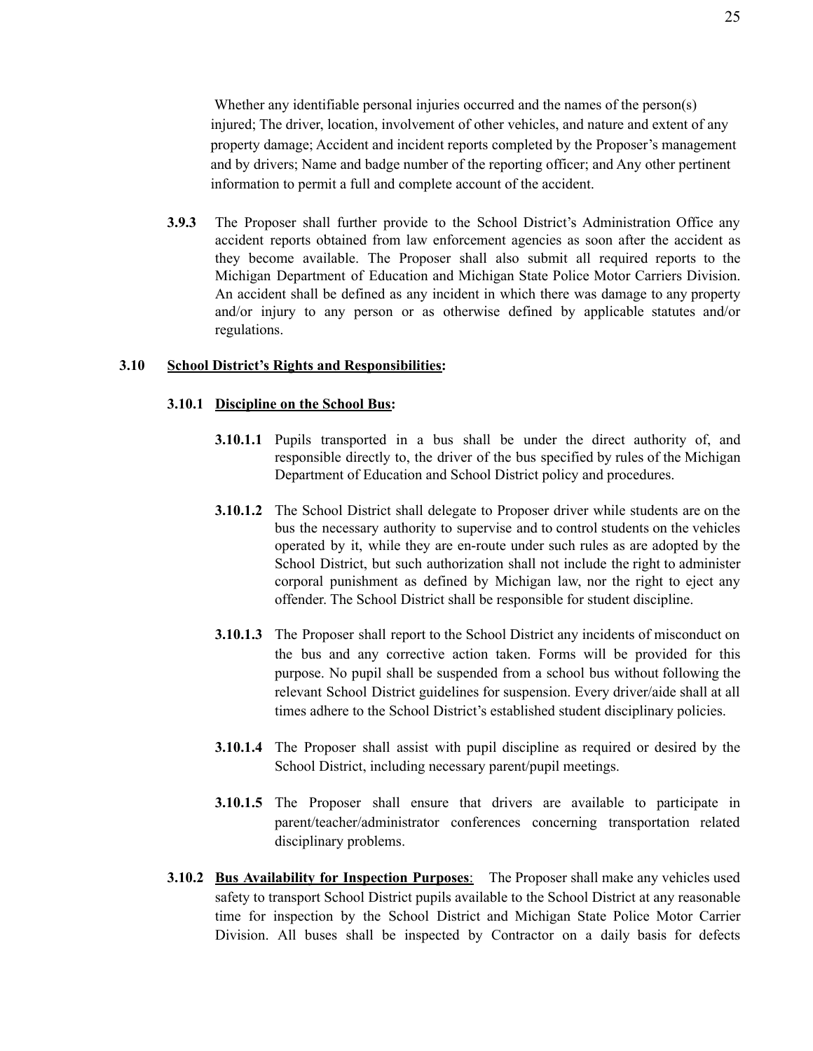Whether any identifiable personal injuries occurred and the names of the person(s) injured; The driver, location, involvement of other vehicles, and nature and extent of any property damage; Accident and incident reports completed by the Proposer's management and by drivers; Name and badge number of the reporting officer; and Any other pertinent information to permit a full and complete account of the accident.

**3.9.3** The Proposer shall further provide to the School District's Administration Office any accident reports obtained from law enforcement agencies as soon after the accident as they become available. The Proposer shall also submit all required reports to the Michigan Department of Education and Michigan State Police Motor Carriers Division. An accident shall be defined as any incident in which there was damage to any property and/or injury to any person or as otherwise defined by applicable statutes and/or regulations.

**3.10 <u>School District's Rights and Responsibilities</u>:**

**3.10.1 <u>Discipline on the School Bus</u>:**

**3.10.1.1** Pupils transported in a bus shall be under the direct authority of, and responsible directly to, the driver of the bus specified by rules of the Michigan Department of Education and School District policy and procedures.

**3.10.1.2** The School District shall delegate to Proposer driver while students are on the bus the necessary authority to supervise and to control students on the vehicles operated by it, while they are en-route under such rules as are adopted by the School District, but such authorization shall not include the right to administer corporal punishment as defined by Michigan law, nor the right to eject any offender. The School District shall be responsible for student discipline.

**3.10.1.3** The Proposer shall report to the School District any incidents of misconduct on the bus and any corrective action taken. Forms will be provided for this purpose. No pupil shall be suspended from a school bus without following the relevant School District guidelines for suspension. Every driver/aide shall at all times adhere to the School District's established student disciplinary policies.

**3.10.1.4** The Proposer shall assist with pupil discipline as required or desired by the School District, including necessary parent/pupil meetings.

**3.10.1.5** The Proposer shall ensure that drivers are available to participate in parent/teacher/administrator conferences concerning transportation related disciplinary problems.

**3.10.2 <u>Bus Availability for Inspection Purposes</u>:** The Proposer shall make any vehicles used safety to transport School District pupils available to the School District at any reasonable time for inspection by the School District and Michigan State Police Motor Carrier Division. All buses shall be inspected by Contractor on a daily basis for defects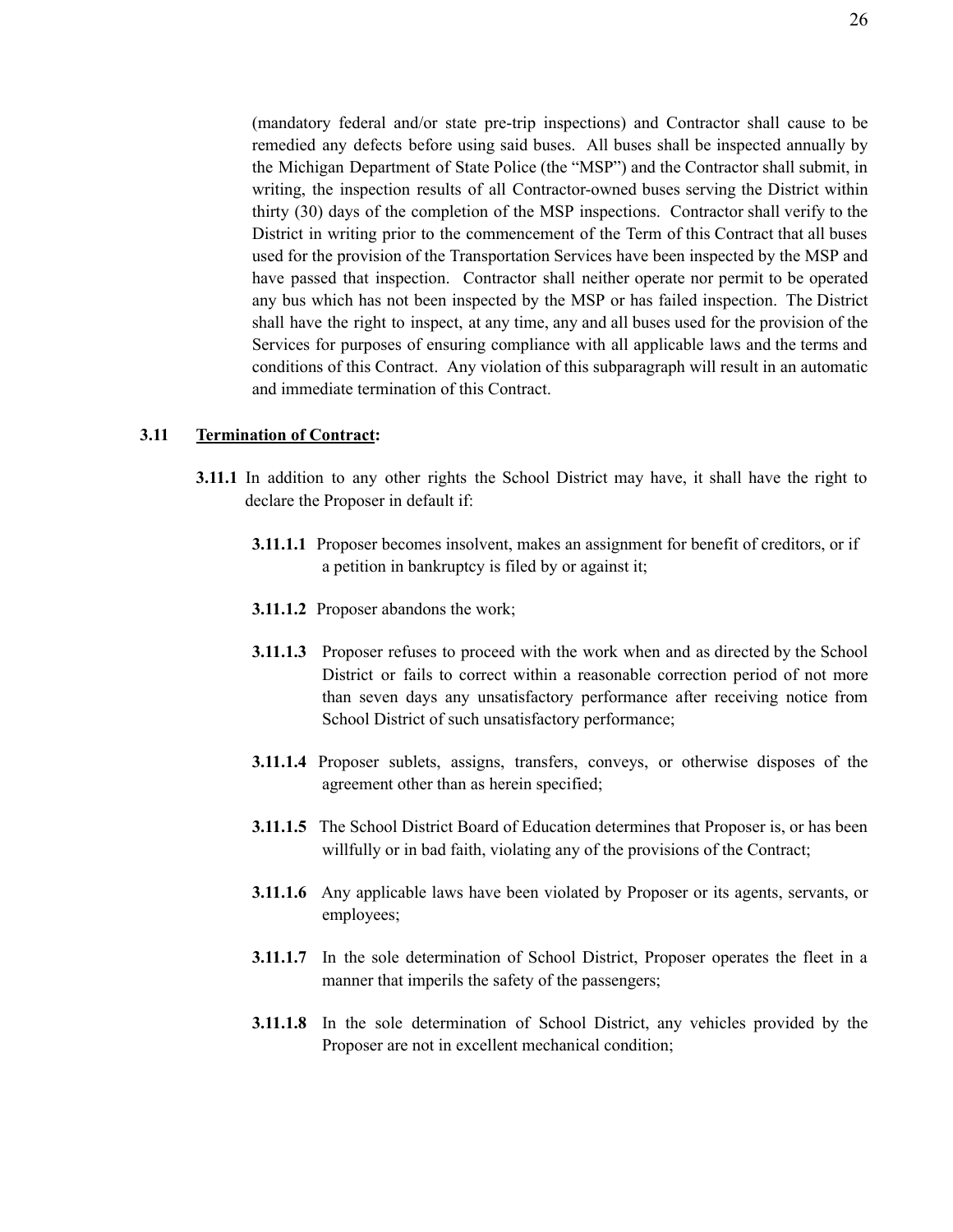(mandatory federal and/or state pre-trip inspections) and Contractor shall cause to be remedied any defects before using said buses. All buses shall be inspected annually by the Michigan Department of State Police (the "MSP") and the Contractor shall submit, in writing, the inspection results of all Contractor-owned buses serving the District within thirty (30) days of the completion of the MSP inspections. Contractor shall verify to the District in writing prior to the commencement of the Term of this Contract that all buses used for the provision of the Transportation Services have been inspected by the MSP and have passed that inspection. Contractor shall neither operate nor permit to be operated any bus which has not been inspected by the MSP or has failed inspection. The District shall have the right to inspect, at any time, any and all buses used for the provision of the Services for purposes of ensuring compliance with all applicable laws and the terms and conditions of this Contract. Any violation of this subparagraph will result in an automatic and immediate termination of this Contract.

**3.11 <u>Termination of Contract</u>:**

**3.11.1** In addition to any other rights the School District may have, it shall have the right to declare the Proposer in default if:

**3.11.1.1** Proposer becomes insolvent, makes an assignment for benefit of creditors, or if a petition in bankruptcy is filed by or against it;

**3.11.1.2** Proposer abandons the work;

**3.11.1.3** Proposer refuses to proceed with the work when and as directed by the School District or fails to correct within a reasonable correction period of not more than seven days any unsatisfactory performance after receiving notice from School District of such unsatisfactory performance;

**3.11.1.4** Proposer sublets, assigns, transfers, conveys, or otherwise disposes of the agreement other than as herein specified;

**3.11.1.5** The School District Board of Education determines that Proposer is, or has been willfully or in bad faith, violating any of the provisions of the Contract;

**3.11.1.6** Any applicable laws have been violated by Proposer or its agents, servants, or employees;

**3.11.1.7** In the sole determination of School District, Proposer operates the fleet in a manner that imperils the safety of the passengers;

**3.11.1.8** In the sole determination of School District, any vehicles provided by the Proposer are not in excellent mechanical condition;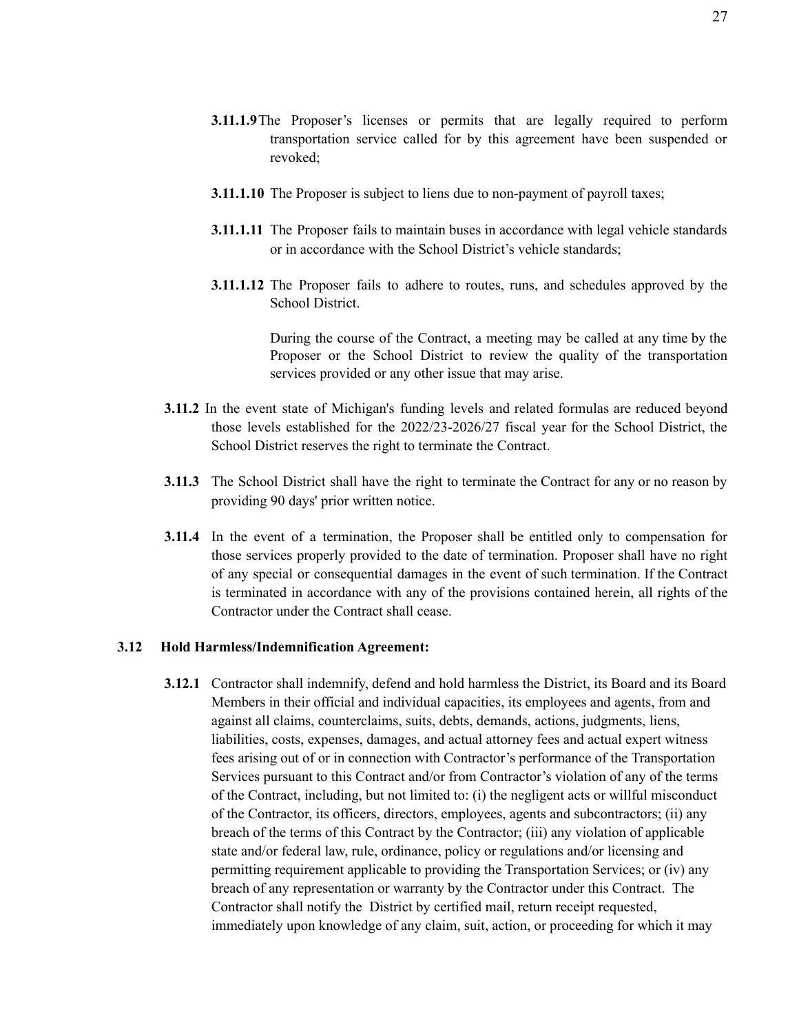**3.11.1.9** The Proposer's licenses or permits that are legally required to perform transportation service called for by this agreement have been suspended or revoked;

**3.11.1.10** The Proposer is subject to liens due to non-payment of payroll taxes;

**3.11.1.11** The Proposer fails to maintain buses in accordance with legal vehicle standards or in accordance with the School District's vehicle standards;

**3.11.1.12** The Proposer fails to adhere to routes, runs, and schedules approved by the School District.

During the course of the Contract, a meeting may be called at any time by the Proposer or the School District to review the quality of the transportation services provided or any other issue that may arise.

**3.11.2** In the event state of Michigan's funding levels and related formulas are reduced beyond those levels established for the 2022/23-2026/27 fiscal year for the School District, the School District reserves the right to terminate the Contract.

**3.11.3** The School District shall have the right to terminate the Contract for any or no reason by providing 90 days' prior written notice.

**3.11.4** In the event of a termination, the Proposer shall be entitled only to compensation for those services properly provided to the date of termination. Proposer shall have no right of any special or consequential damages in the event of such termination. If the Contract is terminated in accordance with any of the provisions contained herein, all rights of the Contractor under the Contract shall cease.

### 3.12 Hold Harmless/Indemnification Agreement:

**3.12.1** Contractor shall indemnify, defend and hold harmless the District, its Board and its Board Members in their official and individual capacities, its employees and agents, from and against all claims, counterclaims, suits, debts, demands, actions, judgments, liens, liabilities, costs, expenses, damages, and actual attorney fees and actual expert witness fees arising out of or in connection with Contractor's performance of the Transportation Services pursuant to this Contract and/or from Contractor's violation of any of the terms of the Contract, including, but not limited to: (i) the negligent acts or willful misconduct of the Contractor, its officers, directors, employees, agents and subcontractors; (ii) any breach of the terms of this Contract by the Contractor; (iii) any violation of applicable state and/or federal law, rule, ordinance, policy or regulations and/or licensing and permitting requirement applicable to providing the Transportation Services; or (iv) any breach of any representation or warranty by the Contractor under this Contract. The Contractor shall notify the District by certified mail, return receipt requested, immediately upon knowledge of any claim, suit, action, or proceeding for which it may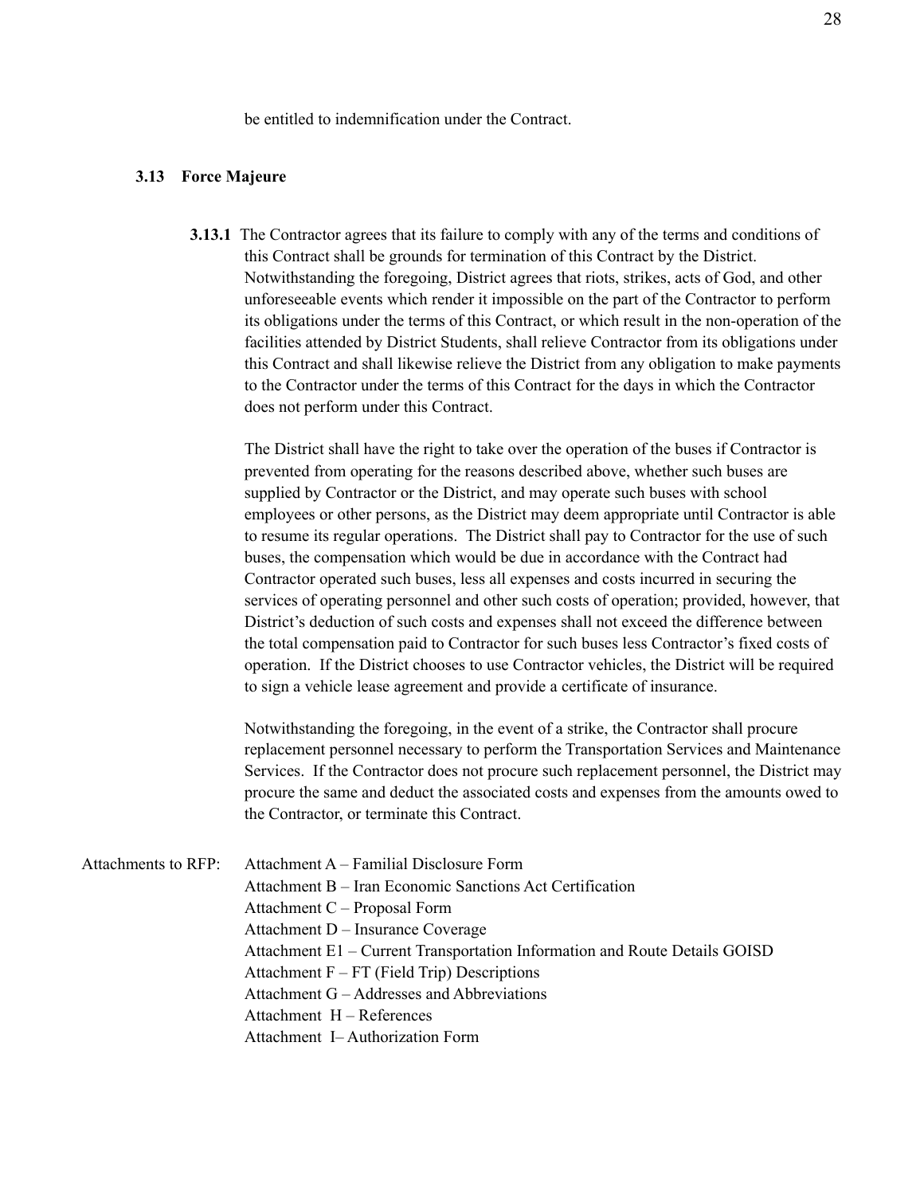be entitled to indemnification under the Contract.

### 3.13 Force Majeure

**3.13.1** The Contractor agrees that its failure to comply with any of the terms and conditions of this Contract shall be grounds for termination of this Contract by the District. Notwithstanding the foregoing, District agrees that riots, strikes, acts of God, and other unforeseeable events which render it impossible on the part of the Contractor to perform its obligations under the terms of this Contract, or which result in the non-operation of the facilities attended by District Students, shall relieve Contractor from its obligations under this Contract and shall likewise relieve the District from any obligation to make payments to the Contractor under the terms of this Contract for the days in which the Contractor does not perform under this Contract.

The District shall have the right to take over the operation of the buses if Contractor is prevented from operating for the reasons described above, whether such buses are supplied by Contractor or the District, and may operate such buses with school employees or other persons, as the District may deem appropriate until Contractor is able to resume its regular operations. The District shall pay to Contractor for the use of such buses, the compensation which would be due in accordance with the Contract had Contractor operated such buses, less all expenses and costs incurred in securing the services of operating personnel and other such costs of operation; provided, however, that District's deduction of such costs and expenses shall not exceed the difference between the total compensation paid to Contractor for such buses less Contractor's fixed costs of operation. If the District chooses to use Contractor vehicles, the District will be required to sign a vehicle lease agreement and provide a certificate of insurance.

Notwithstanding the foregoing, in the event of a strike, the Contractor shall procure replacement personnel necessary to perform the Transportation Services and Maintenance Services. If the Contractor does not procure such replacement personnel, the District may procure the same and deduct the associated costs and expenses from the amounts owed to the Contractor, or terminate this Contract.

Attachments to RFP:

- Attachment A – Familial Disclosure Form
- Attachment B – Iran Economic Sanctions Act Certification
- Attachment C – Proposal Form
- Attachment D – Insurance Coverage
- Attachment E1 – Current Transportation Information and Route Details GOISD
- Attachment F – FT (Field Trip) Descriptions
- Attachment G – Addresses and Abbreviations
- Attachment H – References
- Attachment I– Authorization Form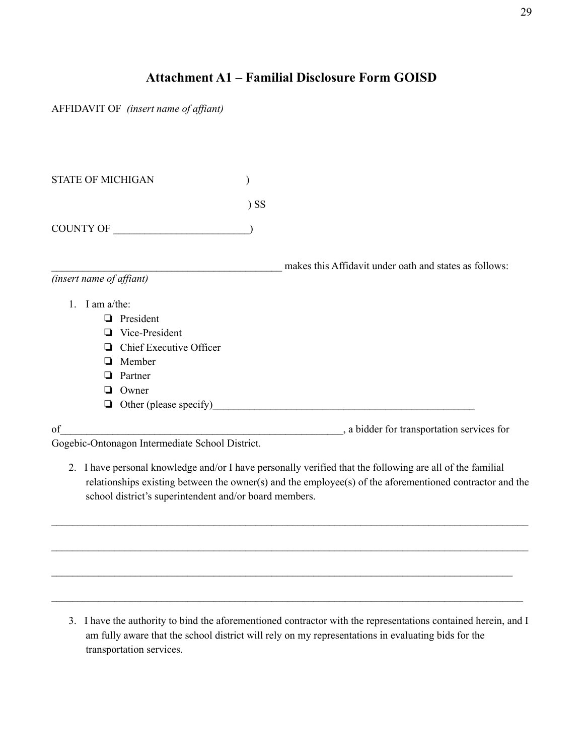## Attachment A1 – Familial Disclosure Form GOISD

AFFIDAVIT OF *(insert name of affiant)*

STATE OF MICHIGAN )

) SS

COUNTY OF __________________________)

_____________________________________________ makes this Affidavit under oath and states as follows:
*(insert name of affiant)*

1. I am a/the:
   - ❏ President
   - ❏ Vice-President
   - ❏ Chief Executive Officer
   - ❏ Member
   - ❏ Partner
   - ❏ Owner
   - ❏ Other (please specify)_____________________________________________________

of________________________________________________________, a bidder for transportation services for Gogebic-Ontonagon Intermediate School District.

2. I have personal knowledge and/or I have personally verified that the following are all of the familial relationships existing between the owner(s) and the employee(s) of the aforementioned contractor and the school district's superintendent and/or board members.

_______________________________________________________________________________________________

_______________________________________________________________________________________________

_______________________________________________________________________________________________

_______________________________________________________________________________________________

3. I have the authority to bind the aforementioned contractor with the representations contained herein, and I am fully aware that the school district will rely on my representations in evaluating bids for the transportation services.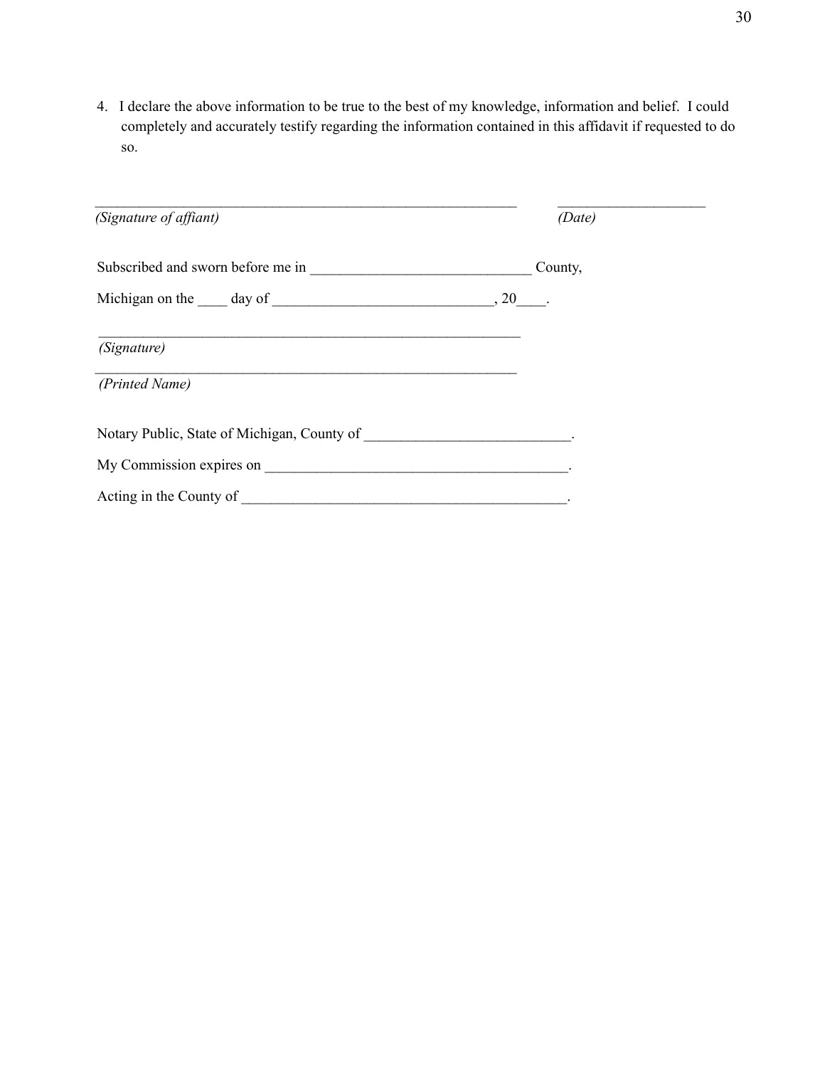4. I declare the above information to be true to the best of my knowledge, information and belief. I could completely and accurately testify regarding the information contained in this affidavit if requested to do so.

_____________________________________________________________ ____________________
*(Signature of affiant)* *(Date)*

Subscribed and sworn before me in ______________________________ County,

Michigan on the ____ day of ______________________________, 20____.

_____________________________________________________________
*(Signature)*

_____________________________________________________________
*(Printed Name)*

Notary Public, State of Michigan, County of ____________________________.

My Commission expires on __________________________________________.

Acting in the County of _____________________________________________.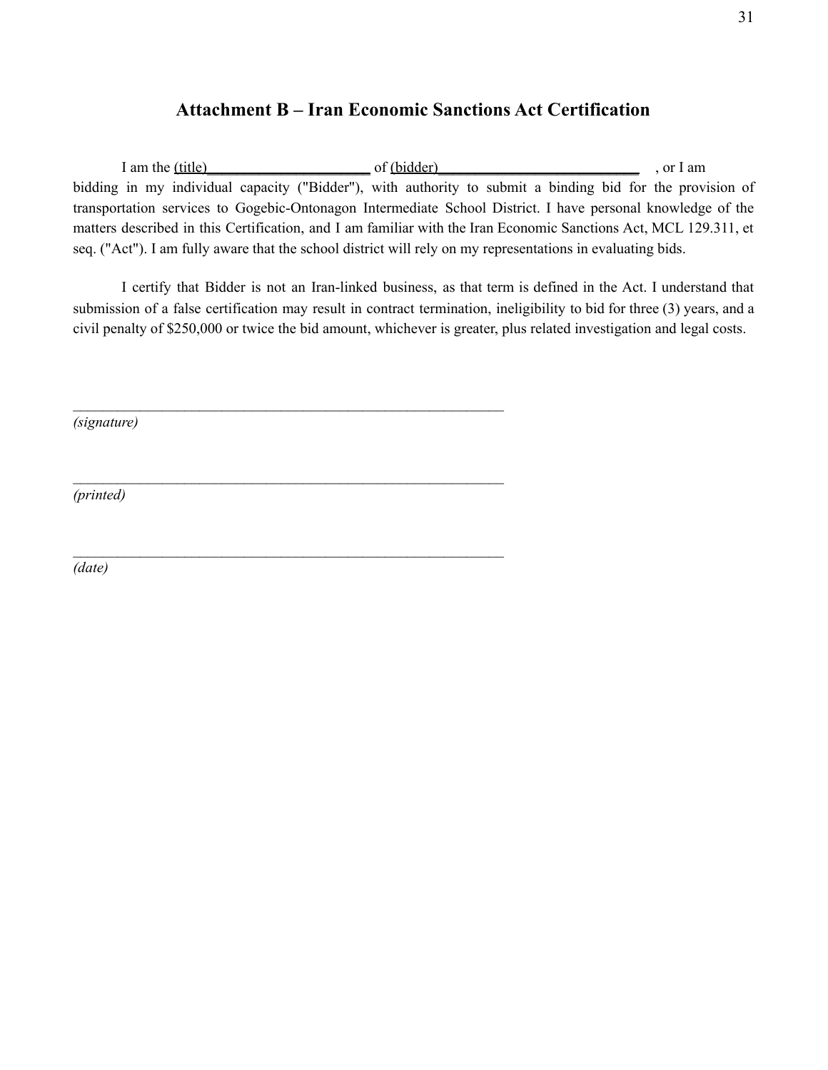## Attachment B – Iran Economic Sanctions Act Certification

I am the (title)______________________ of (bidder)___________________________ , or I am bidding in my individual capacity ("Bidder"), with authority to submit a binding bid for the provision of transportation services to Gogebic-Ontonagon Intermediate School District. I have personal knowledge of the matters described in this Certification, and I am familiar with the Iran Economic Sanctions Act, MCL 129.311, et seq. ("Act"). I am fully aware that the school district will rely on my representations in evaluating bids.

I certify that Bidder is not an Iran-linked business, as that term is defined in the Act. I understand that submission of a false certification may result in contract termination, ineligibility to bid for three (3) years, and a civil penalty of $250,000 or twice the bid amount, whichever is greater, plus related investigation and legal costs.

______________________________________________________________
*(signature)*

______________________________________________________________
*(printed)*

______________________________________________________________
*(date)*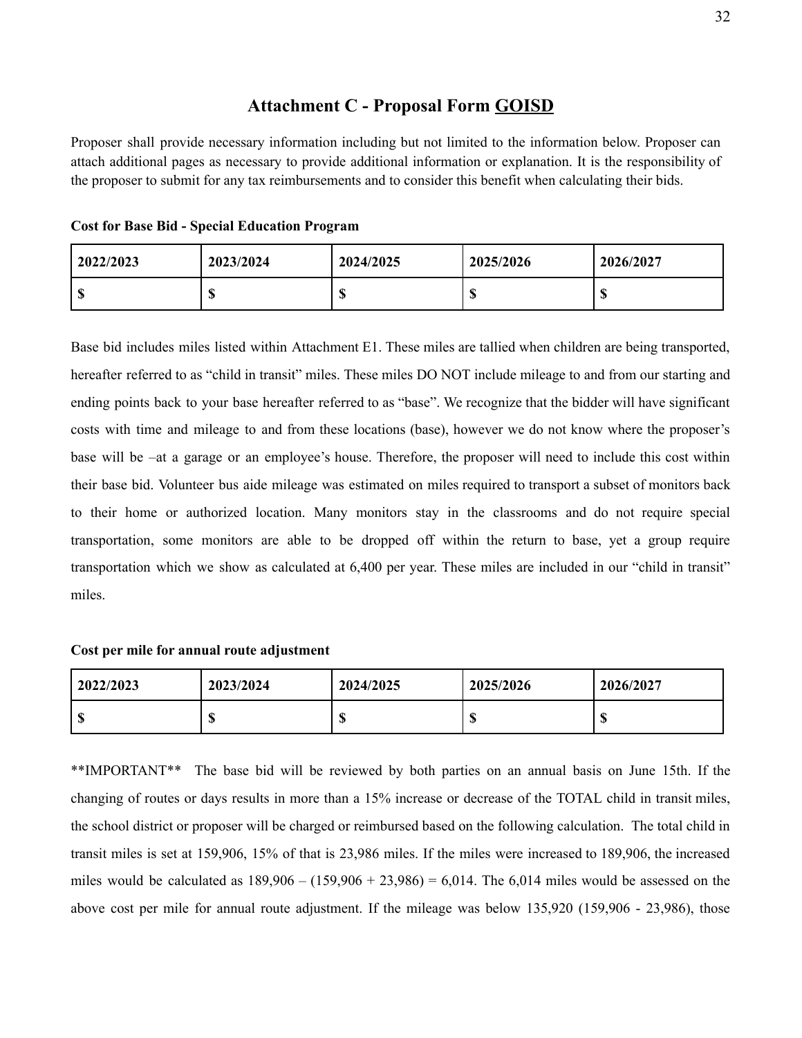## Attachment C - Proposal Form GOISD

Proposer shall provide necessary information including but not limited to the information below. Proposer can attach additional pages as necessary to provide additional information or explanation. It is the responsibility of the proposer to submit for any tax reimbursements and to consider this benefit when calculating their bids.

**Cost for Base Bid - Special Education Program**

| 2022/2023 | 2023/2024 | 2024/2025 | 2025/2026 | 2026/2027 |
|---|---|---|---|---|
| $ | $ | $ | $ | $ |

Base bid includes miles listed within Attachment E1. These miles are tallied when children are being transported, hereafter referred to as "child in transit" miles. These miles DO NOT include mileage to and from our starting and ending points back to your base hereafter referred to as "base". We recognize that the bidder will have significant costs with time and mileage to and from these locations (base), however we do not know where the proposer's base will be –at a garage or an employee's house. Therefore, the proposer will need to include this cost within their base bid. Volunteer bus aide mileage was estimated on miles required to transport a subset of monitors back to their home or authorized location. Many monitors stay in the classrooms and do not require special transportation, some monitors are able to be dropped off within the return to base, yet a group require transportation which we show as calculated at 6,400 per year. These miles are included in our "child in transit" miles.

**Cost per mile for annual route adjustment**

| 2022/2023 | 2023/2024 | 2024/2025 | 2025/2026 | 2026/2027 |
|---|---|---|---|---|
| $ | $ | $ | $ | $ |

**IMPORTANT** The base bid will be reviewed by both parties on an annual basis on June 15th. If the changing of routes or days results in more than a 15% increase or decrease of the TOTAL child in transit miles, the school district or proposer will be charged or reimbursed based on the following calculation. The total child in transit miles is set at 159,906, 15% of that is 23,986 miles. If the miles were increased to 189,906, the increased miles would be calculated as 189,906 – (159,906 + 23,986) = 6,014. The 6,014 miles would be assessed on the above cost per mile for annual route adjustment. If the mileage was below 135,920 (159,906 - 23,986), those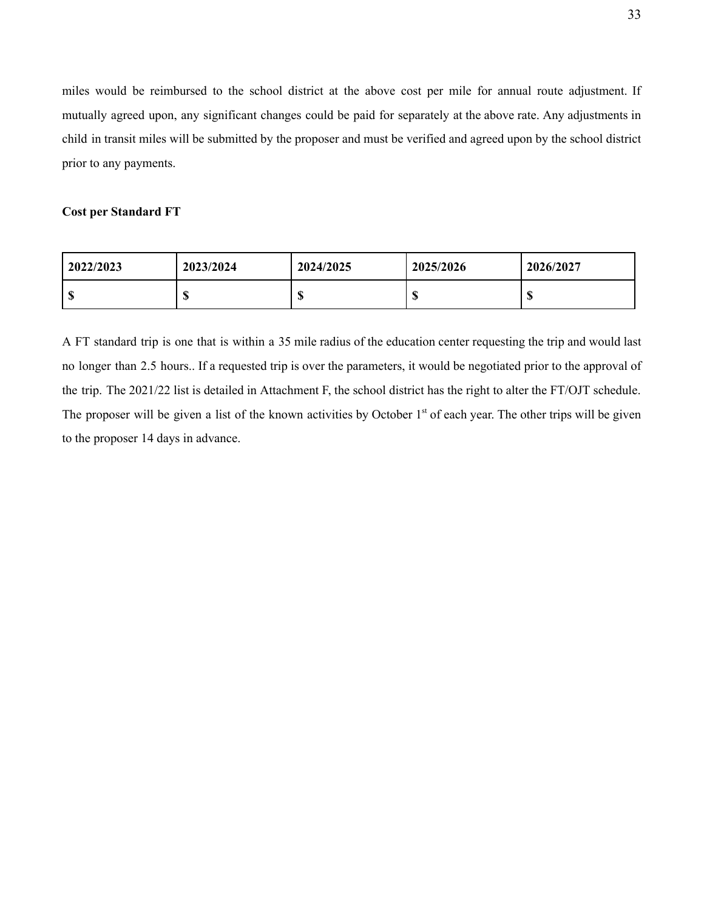miles would be reimbursed to the school district at the above cost per mile for annual route adjustment. If mutually agreed upon, any significant changes could be paid for separately at the above rate. Any adjustments in child in transit miles will be submitted by the proposer and must be verified and agreed upon by the school district prior to any payments.

**Cost per Standard FT**

| 2022/2023 | 2023/2024 | 2024/2025 | 2025/2026 | 2026/2027 |
|---|---|---|---|---|
| $ | $ | $ | $ | $ |

A FT standard trip is one that is within a 35 mile radius of the education center requesting the trip and would last no longer than 2.5 hours.. If a requested trip is over the parameters, it would be negotiated prior to the approval of the trip. The 2021/22 list is detailed in Attachment F, the school district has the right to alter the FT/OJT schedule. The proposer will be given a list of the known activities by October 1st of each year. The other trips will be given to the proposer 14 days in advance.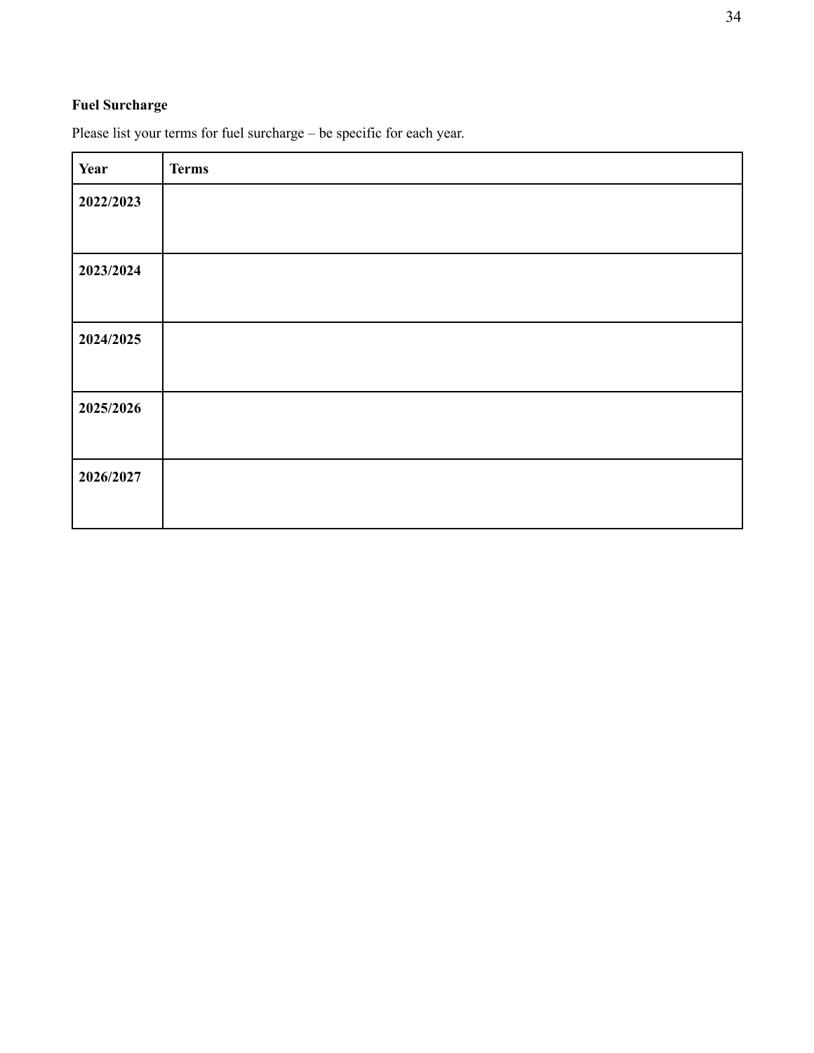**Fuel Surcharge**

Please list your terms for fuel surcharge – be specific for each year.

| Year | Terms |
|---|---|
| **2022/2023** | |
| **2023/2024** | |
| **2024/2025** | |
| **2025/2026** | |
| **2026/2027** | |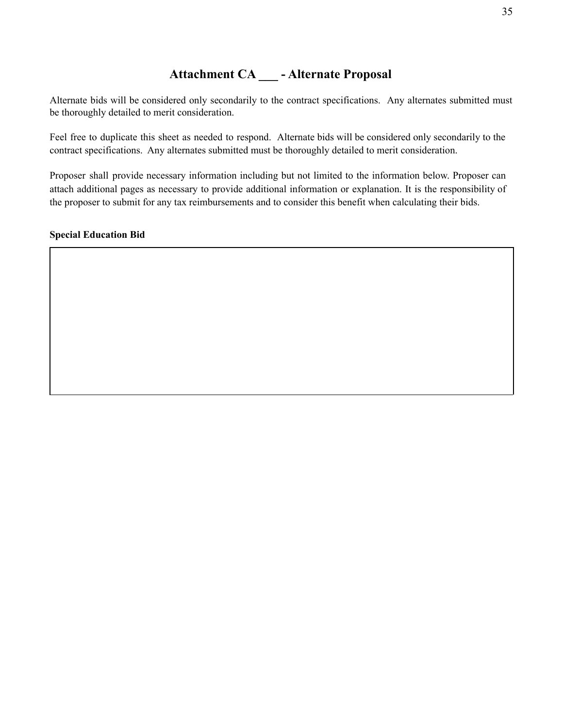# Attachment CA ___ - Alternate Proposal

Alternate bids will be considered only secondarily to the contract specifications. Any alternates submitted must be thoroughly detailed to merit consideration.

Feel free to duplicate this sheet as needed to respond. Alternate bids will be considered only secondarily to the contract specifications. Any alternates submitted must be thoroughly detailed to merit consideration.

Proposer shall provide necessary information including but not limited to the information below. Proposer can attach additional pages as necessary to provide additional information or explanation. It is the responsibility of the proposer to submit for any tax reimbursements and to consider this benefit when calculating their bids.

**Special Education Bid**

| |
|---|
| |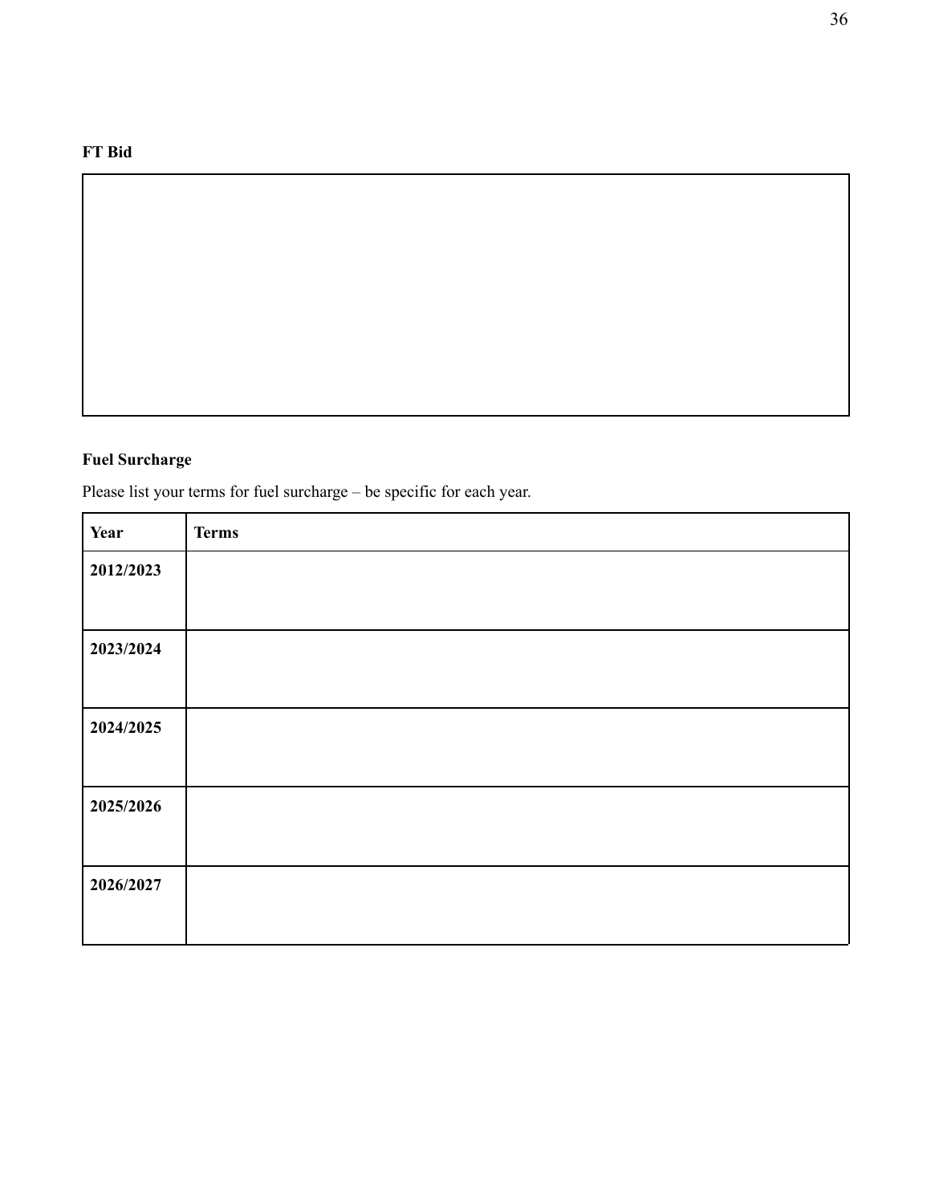**FT Bid**

| |
|---|
| |

**Fuel Surcharge**

Please list your terms for fuel surcharge – be specific for each year.

| Year | Terms |
|---|---|
| 2012/2023 | |
| 2023/2024 | |
| 2024/2025 | |
| 2025/2026 | |
| 2026/2027 | |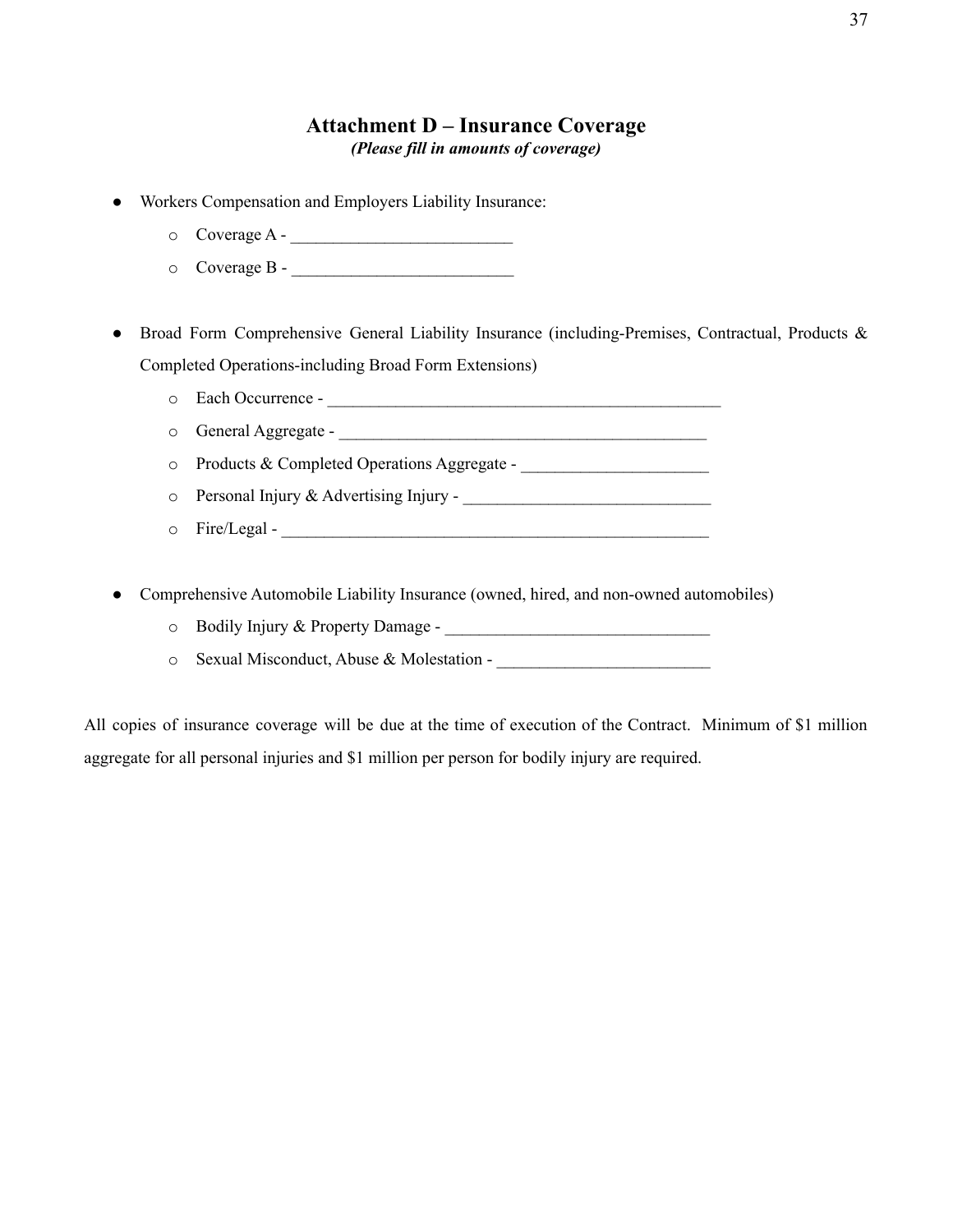## Attachment D – Insurance Coverage

***(Please fill in amounts of coverage)***

- Workers Compensation and Employers Liability Insurance:
  - Coverage A - __________________________
  - Coverage B - __________________________

- Broad Form Comprehensive General Liability Insurance (including-Premises, Contractual, Products & Completed Operations-including Broad Form Extensions)
  - Each Occurrence - _______________________________________________
  - General Aggregate - ____________________________________________
  - Products & Completed Operations Aggregate - ______________________
  - Personal Injury & Advertising Injury - _____________________________
  - Fire/Legal - ___________________________________________________

- Comprehensive Automobile Liability Insurance (owned, hired, and non-owned automobiles)
  - Bodily Injury & Property Damage - _______________________________
  - Sexual Misconduct, Abuse & Molestation - _________________________

All copies of insurance coverage will be due at the time of execution of the Contract. Minimum of $1 million aggregate for all personal injuries and $1 million per person for bodily injury are required.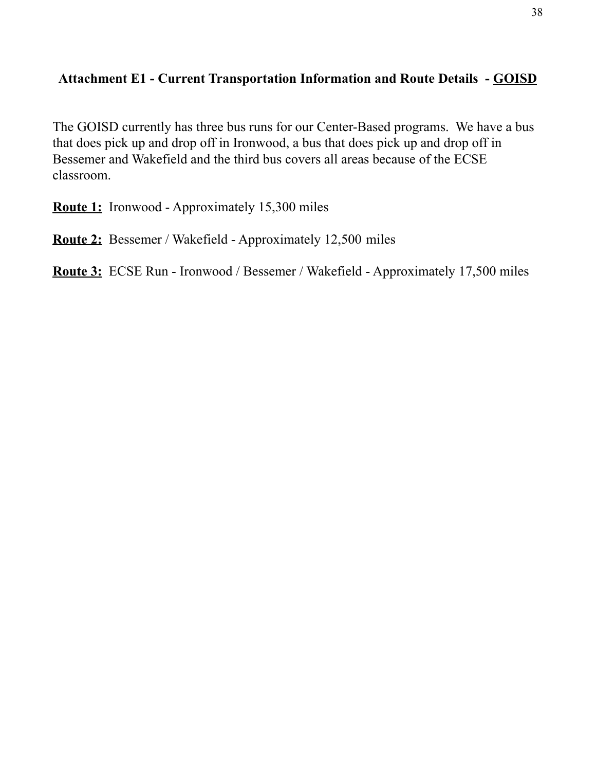## Attachment E1 - Current Transportation Information and Route Details - GOISD

The GOISD currently has three bus runs for our Center-Based programs. We have a bus that does pick up and drop off in Ironwood, a bus that does pick up and drop off in Bessemer and Wakefield and the third bus covers all areas because of the ECSE classroom.

**Route 1:** Ironwood - Approximately 15,300 miles

**Route 2:** Bessemer / Wakefield - Approximately 12,500 miles

**Route 3:** ECSE Run - Ironwood / Bessemer / Wakefield - Approximately 17,500 miles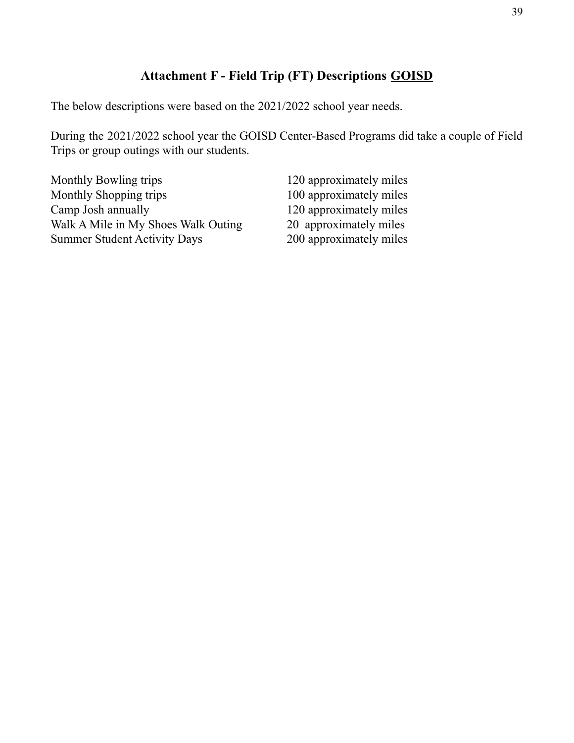## Attachment F - Field Trip (FT) Descriptions <u>GOISD</u>

The below descriptions were based on the 2021/2022 school year needs.

During the 2021/2022 school year the GOISD Center-Based Programs did take a couple of Field Trips or group outings with our students.

| | |
|---|---|
| Monthly Bowling trips | 120 approximately miles |
| Monthly Shopping trips | 100 approximately miles |
| Camp Josh annually | 120 approximately miles |
| Walk A Mile in My Shoes Walk Outing | 20 approximately miles |
| Summer Student Activity Days | 200 approximately miles |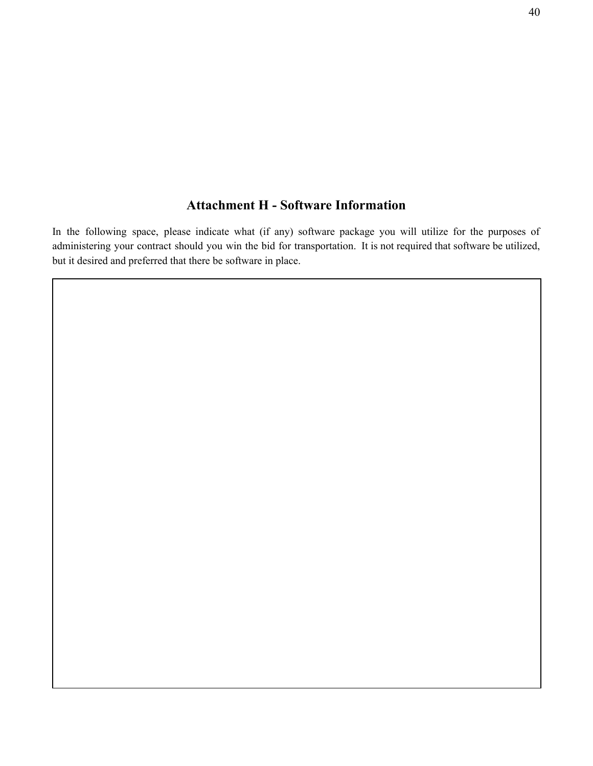## Attachment H - Software Information

In the following space, please indicate what (if any) software package you will utilize for the purposes of administering your contract should you win the bid for transportation. It is not required that software be utilized, but it desired and preferred that there be software in place.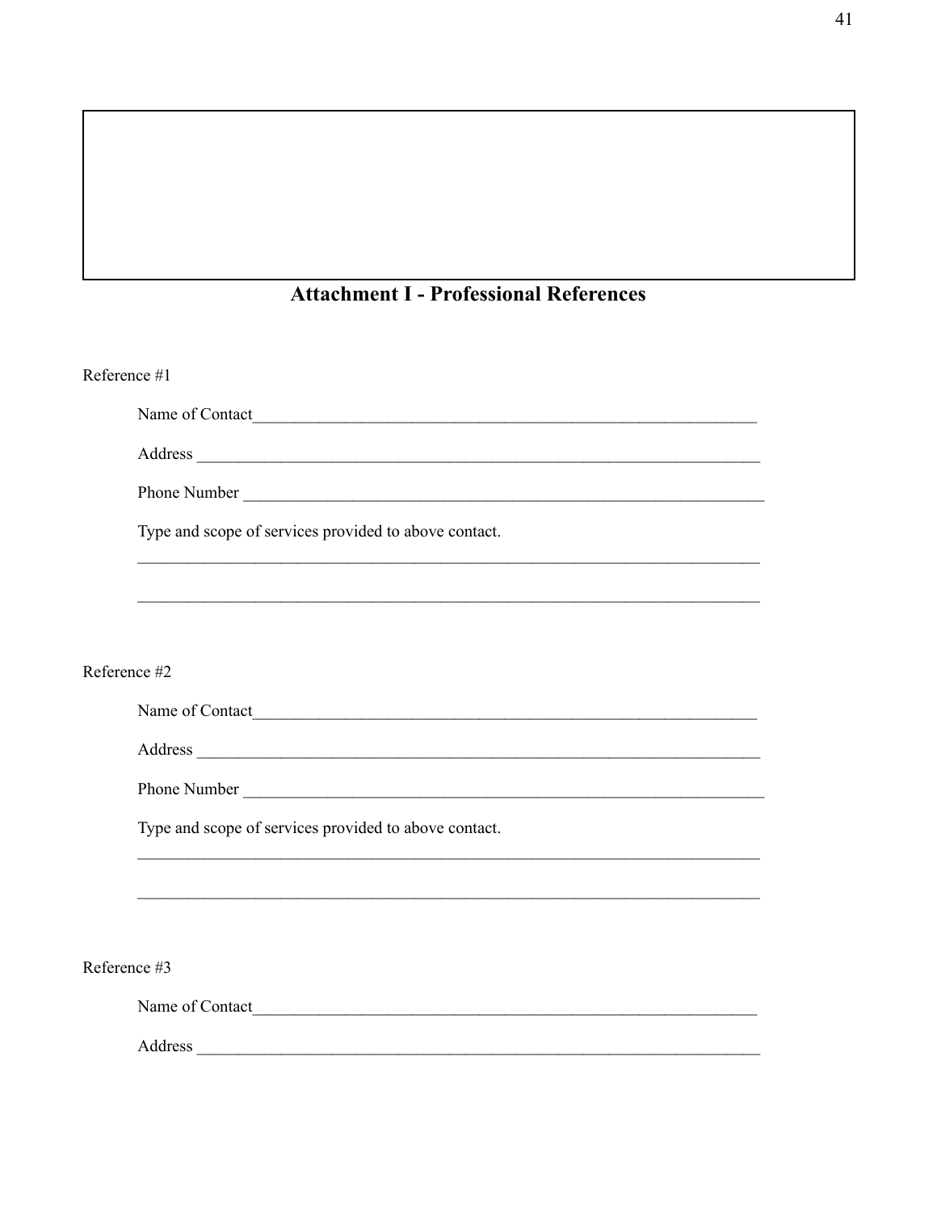## Attachment I - Professional References

Reference #1

Name of Contact_______________________________________________________________

Address ______________________________________________________________________

Phone Number _________________________________________________________________

Type and scope of services provided to above contact.

_____________________________________________________________________________

_____________________________________________________________________________

Reference #2

Name of Contact_______________________________________________________________

Address ______________________________________________________________________

Phone Number _________________________________________________________________

Type and scope of services provided to above contact.

_____________________________________________________________________________

_____________________________________________________________________________

Reference #3

Name of Contact_______________________________________________________________

Address ______________________________________________________________________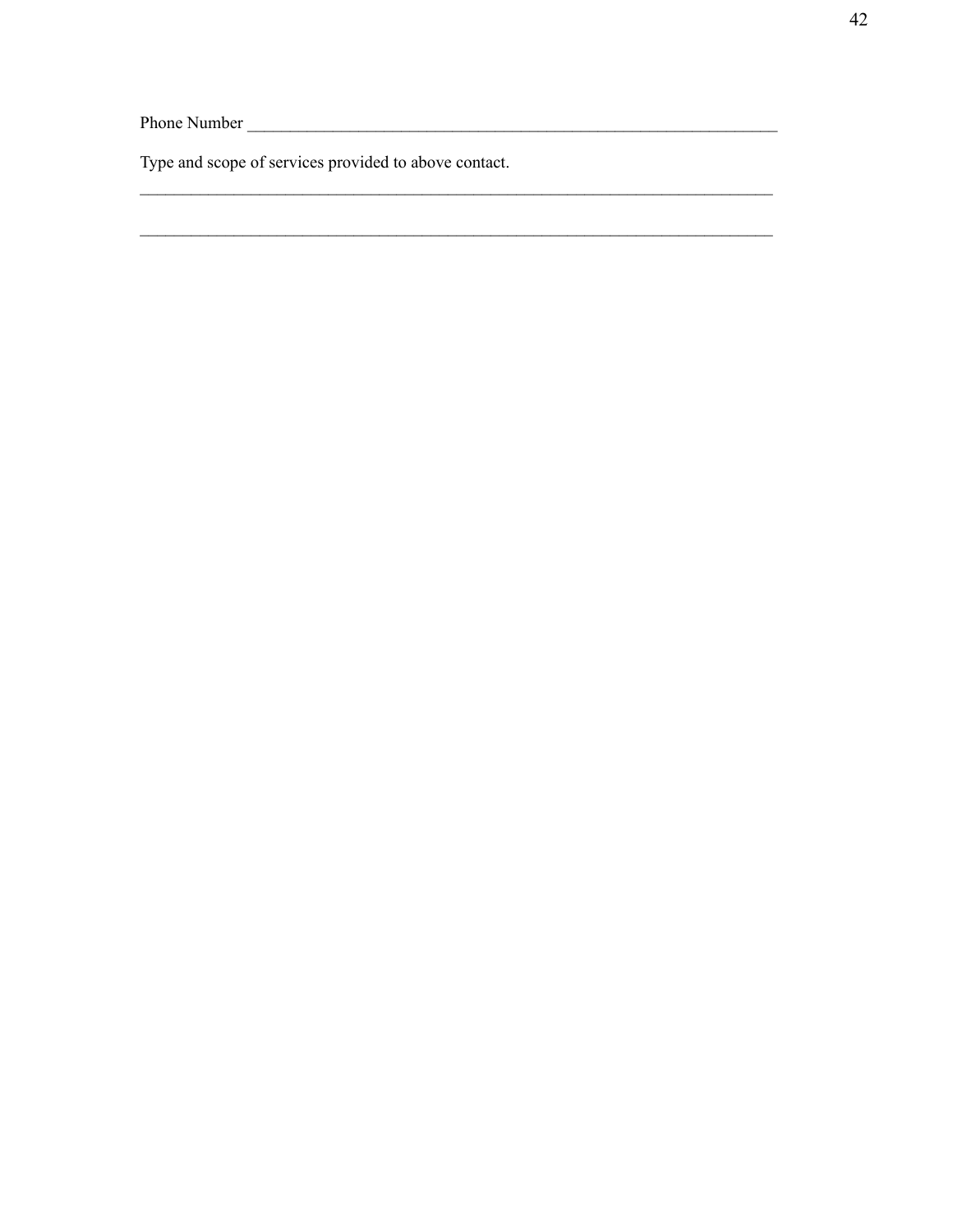Phone Number ________________________________________________________________

Type and scope of services provided to above contact.

_____________________________________________________________________________

_____________________________________________________________________________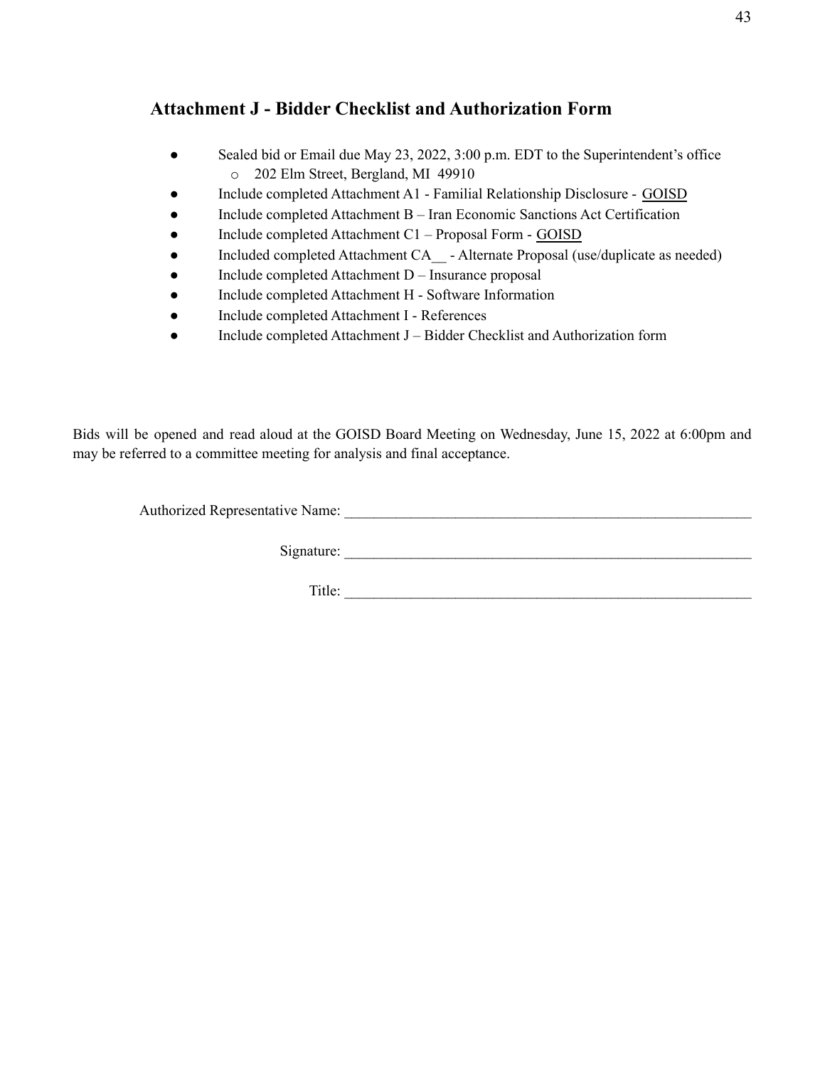## Attachment J - Bidder Checklist and Authorization Form

- Sealed bid or Email due May 23, 2022, 3:00 p.m. EDT to the Superintendent's office
  - 202 Elm Street, Bergland, MI 49910
- Include completed Attachment A1 - Familial Relationship Disclosure - GOISD
- Include completed Attachment B – Iran Economic Sanctions Act Certification
- Include completed Attachment C1 – Proposal Form - GOISD
- Included completed Attachment CA__ - Alternate Proposal (use/duplicate as needed)
- Include completed Attachment D – Insurance proposal
- Include completed Attachment H - Software Information
- Include completed Attachment I - References
- Include completed Attachment J – Bidder Checklist and Authorization form

Bids will be opened and read aloud at the GOISD Board Meeting on Wednesday, June 15, 2022 at 6:00pm and may be referred to a committee meeting for analysis and final acceptance.

Authorized Representative Name: ___________________________________________________________

Signature: ___________________________________________________________

Title: ___________________________________________________________